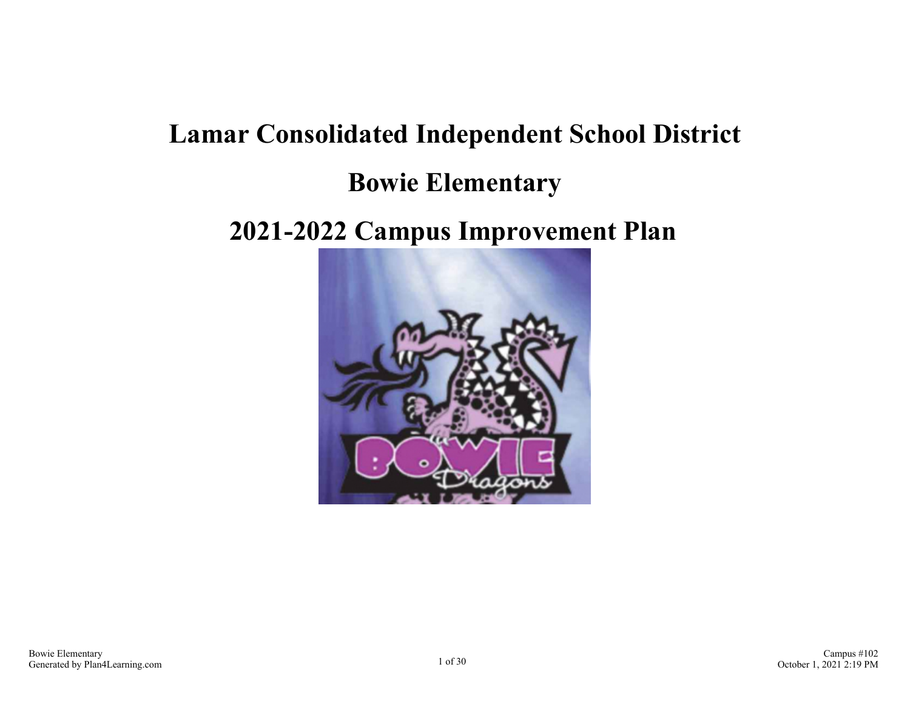# Lamar Consolidated Independent School District

# Bowie Elementary

# 2021-2022 Campus Improvement Plan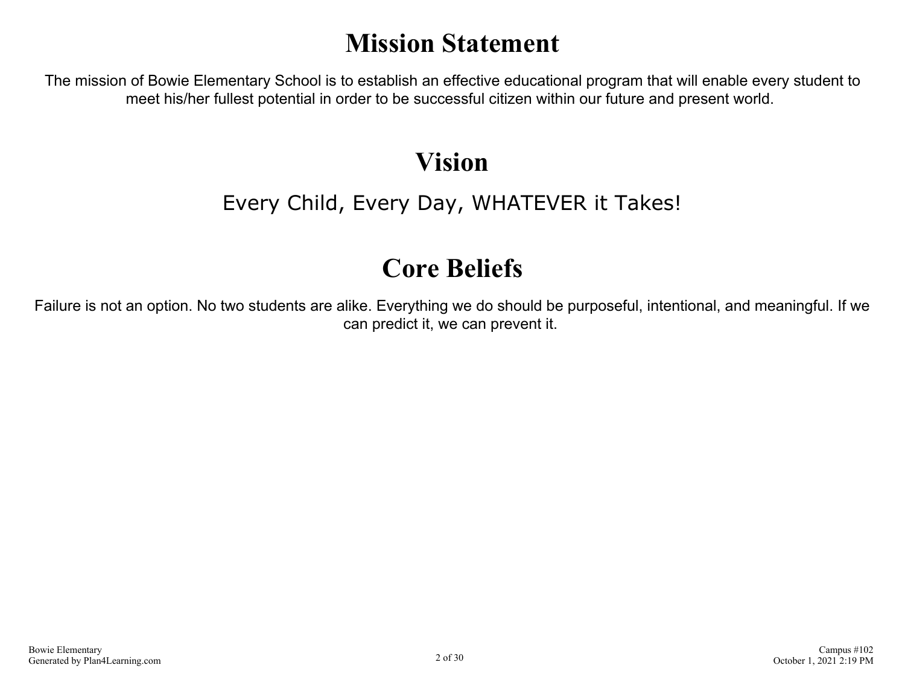# Mission Statement

The mission of Bowie Elementary School is to establish an effective educational program that will enable every student to meet his/her fullest potential in order to be successful citizen within our future and present world.

# Vision

Every Child, Every Day, WHATEVER it Takes!

# Core Beliefs

Failure is not an option. No two students are alike. Everything we do should be purposeful, intentional, and meaningful. If we can predict it, we can prevent it.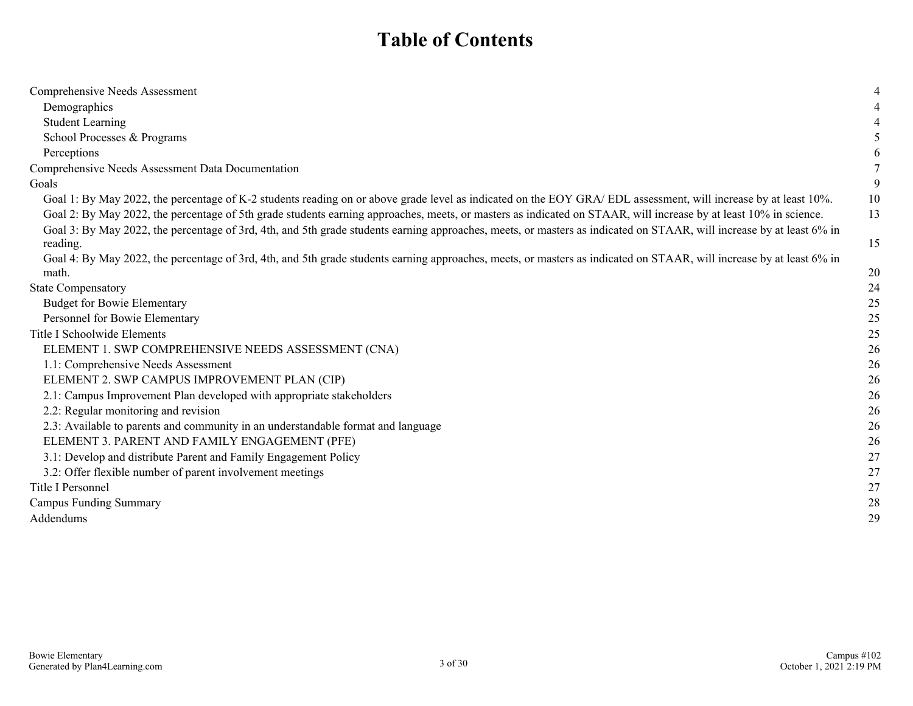# Table of Contents

| | |
|---|---|
| Comprehensive Needs Assessment | 4 |
| Demographics | 4 |
| Student Learning | 4 |
| School Processes & Programs | 5 |
| Perceptions | 6 |
| Comprehensive Needs Assessment Data Documentation | 7 |
| Goals | 9 |
| Goal 1: By May 2022, the percentage of K-2 students reading on or above grade level as indicated on the EOY GRA/ EDL assessment, will increase by at least 10%. | 10 |
| Goal 2: By May 2022, the percentage of 5th grade students earning approaches, meets, or masters as indicated on STAAR, will increase by at least 10% in science. | 13 |
| Goal 3: By May 2022, the percentage of 3rd, 4th, and 5th grade students earning approaches, meets, or masters as indicated on STAAR, will increase by at least 6% in reading. | 15 |
| Goal 4: By May 2022, the percentage of 3rd, 4th, and 5th grade students earning approaches, meets, or masters as indicated on STAAR, will increase by at least 6% in math. | 20 |
| State Compensatory | 24 |
| Budget for Bowie Elementary | 25 |
| Personnel for Bowie Elementary | 25 |
| Title I Schoolwide Elements | 25 |
| ELEMENT 1. SWP COMPREHENSIVE NEEDS ASSESSMENT (CNA) | 26 |
| 1.1: Comprehensive Needs Assessment | 26 |
| ELEMENT 2. SWP CAMPUS IMPROVEMENT PLAN (CIP) | 26 |
| 2.1: Campus Improvement Plan developed with appropriate stakeholders | 26 |
| 2.2: Regular monitoring and revision | 26 |
| 2.3: Available to parents and community in an understandable format and language | 26 |
| ELEMENT 3. PARENT AND FAMILY ENGAGEMENT (PFE) | 26 |
| 3.1: Develop and distribute Parent and Family Engagement Policy | 27 |
| 3.2: Offer flexible number of parent involvement meetings | 27 |
| Title I Personnel | 27 |
| Campus Funding Summary | 28 |
| Addendums | 29 |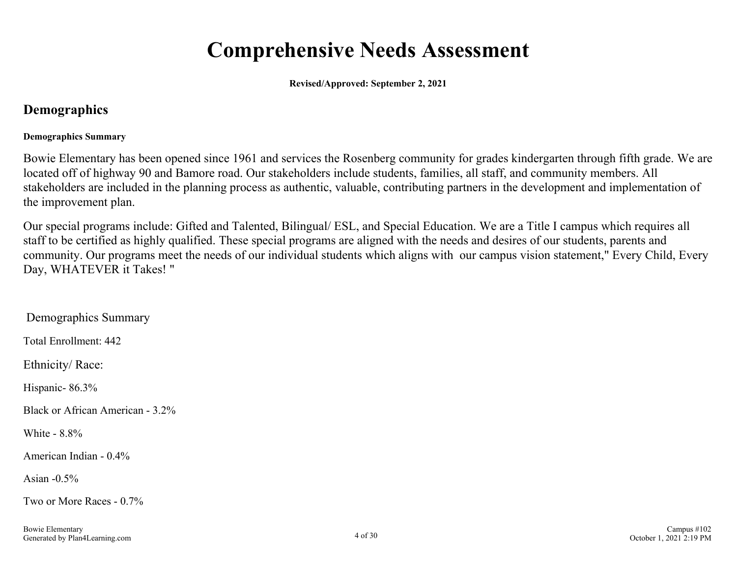# Comprehensive Needs Assessment

**Revised/Approved: September 2, 2021**

## Demographics

**Demographics Summary**

Bowie Elementary has been opened since 1961 and services the Rosenberg community for grades kindergarten through fifth grade. We are located off of highway 90 and Bamore road. Our stakeholders include students, families, all staff, and community members. All stakeholders are included in the planning process as authentic, valuable, contributing partners in the development and implementation of the improvement plan.

Our special programs include: Gifted and Talented, Bilingual/ ESL, and Special Education. We are a Title I campus which requires all staff to be certified as highly qualified. These special programs are aligned with the needs and desires of our students, parents and community. Our programs meet the needs of our individual students which aligns with our campus vision statement," Every Child, Every Day, WHATEVER it Takes! "

Demographics Summary

Total Enrollment: 442

Ethnicity/ Race:

Hispanic- 86.3%

Black or African American - 3.2%

White - 8.8%

American Indian - 0.4%

Asian -0.5%

Two or More Races - 0.7%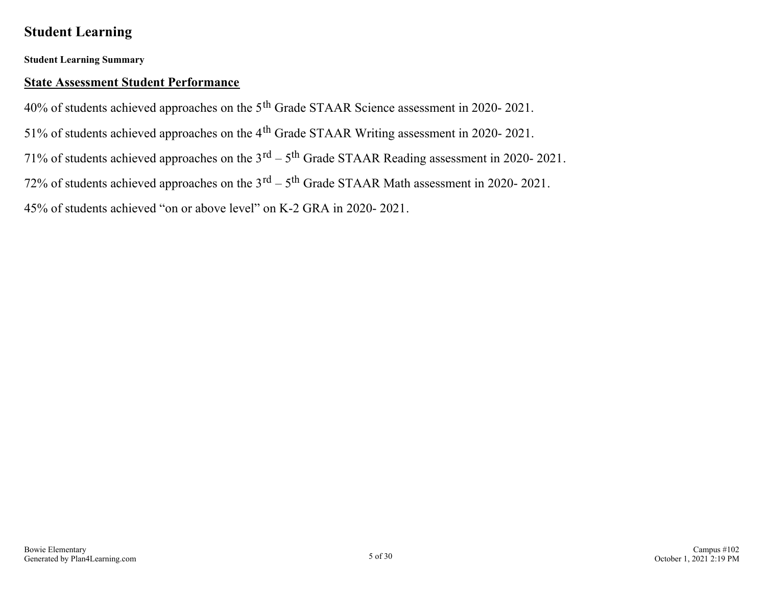# Student Learning

**Student Learning Summary**

## State Assessment Student Performance

40% of students achieved approaches on the 5th Grade STAAR Science assessment in 2020- 2021.

51% of students achieved approaches on the 4th Grade STAAR Writing assessment in 2020- 2021.

71% of students achieved approaches on the 3rd – 5th Grade STAAR Reading assessment in 2020- 2021.

72% of students achieved approaches on the 3rd – 5th Grade STAAR Math assessment in 2020- 2021.

45% of students achieved "on or above level" on K-2 GRA in 2020- 2021.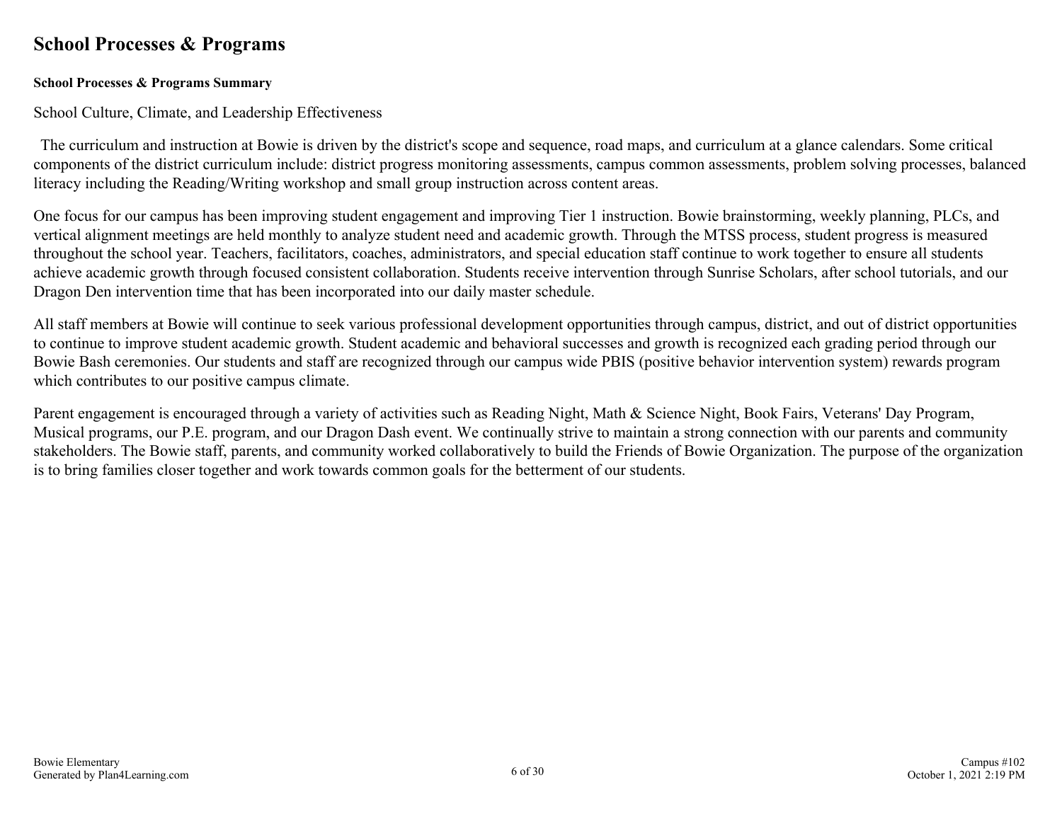# School Processes & Programs

**School Processes & Programs Summary**

School Culture, Climate, and Leadership Effectiveness

The curriculum and instruction at Bowie is driven by the district's scope and sequence, road maps, and curriculum at a glance calendars. Some critical components of the district curriculum include: district progress monitoring assessments, campus common assessments, problem solving processes, balanced literacy including the Reading/Writing workshop and small group instruction across content areas.

One focus for our campus has been improving student engagement and improving Tier 1 instruction. Bowie brainstorming, weekly planning, PLCs, and vertical alignment meetings are held monthly to analyze student need and academic growth. Through the MTSS process, student progress is measured throughout the school year. Teachers, facilitators, coaches, administrators, and special education staff continue to work together to ensure all students achieve academic growth through focused consistent collaboration. Students receive intervention through Sunrise Scholars, after school tutorials, and our Dragon Den intervention time that has been incorporated into our daily master schedule.

All staff members at Bowie will continue to seek various professional development opportunities through campus, district, and out of district opportunities to continue to improve student academic growth. Student academic and behavioral successes and growth is recognized each grading period through our Bowie Bash ceremonies. Our students and staff are recognized through our campus wide PBIS (positive behavior intervention system) rewards program which contributes to our positive campus climate.

Parent engagement is encouraged through a variety of activities such as Reading Night, Math & Science Night, Book Fairs, Veterans' Day Program, Musical programs, our P.E. program, and our Dragon Dash event. We continually strive to maintain a strong connection with our parents and community stakeholders. The Bowie staff, parents, and community worked collaboratively to build the Friends of Bowie Organization. The purpose of the organization is to bring families closer together and work towards common goals for the betterment of our students.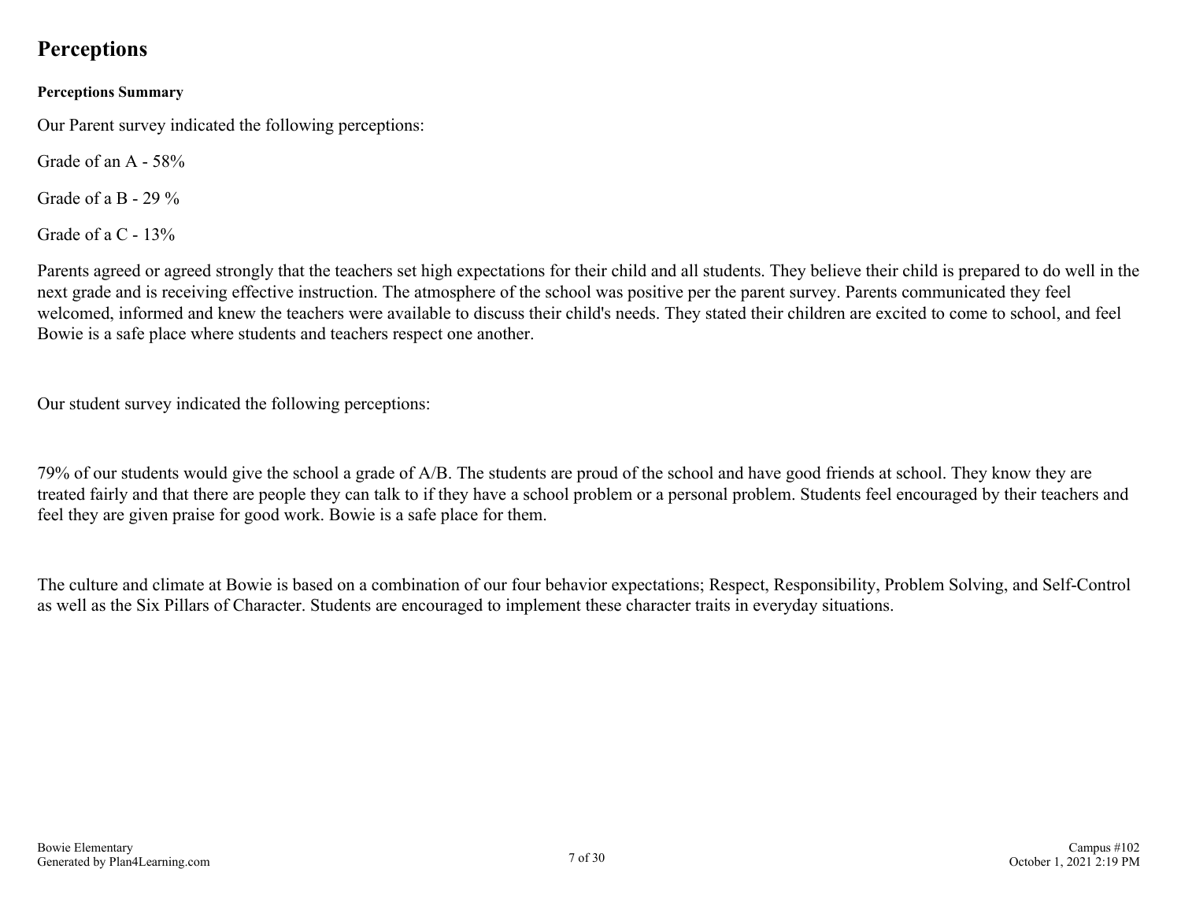## Perceptions

**Perceptions Summary**

Our Parent survey indicated the following perceptions:

Grade of an A - 58%

Grade of a B - 29 %

Grade of a C - 13%

Parents agreed or agreed strongly that the teachers set high expectations for their child and all students. They believe their child is prepared to do well in the next grade and is receiving effective instruction. The atmosphere of the school was positive per the parent survey. Parents communicated they feel welcomed, informed and knew the teachers were available to discuss their child's needs. They stated their children are excited to come to school, and feel Bowie is a safe place where students and teachers respect one another.

Our student survey indicated the following perceptions:

79% of our students would give the school a grade of A/B. The students are proud of the school and have good friends at school. They know they are treated fairly and that there are people they can talk to if they have a school problem or a personal problem. Students feel encouraged by their teachers and feel they are given praise for good work. Bowie is a safe place for them.

The culture and climate at Bowie is based on a combination of our four behavior expectations; Respect, Responsibility, Problem Solving, and Self-Control as well as the Six Pillars of Character. Students are encouraged to implement these character traits in everyday situations.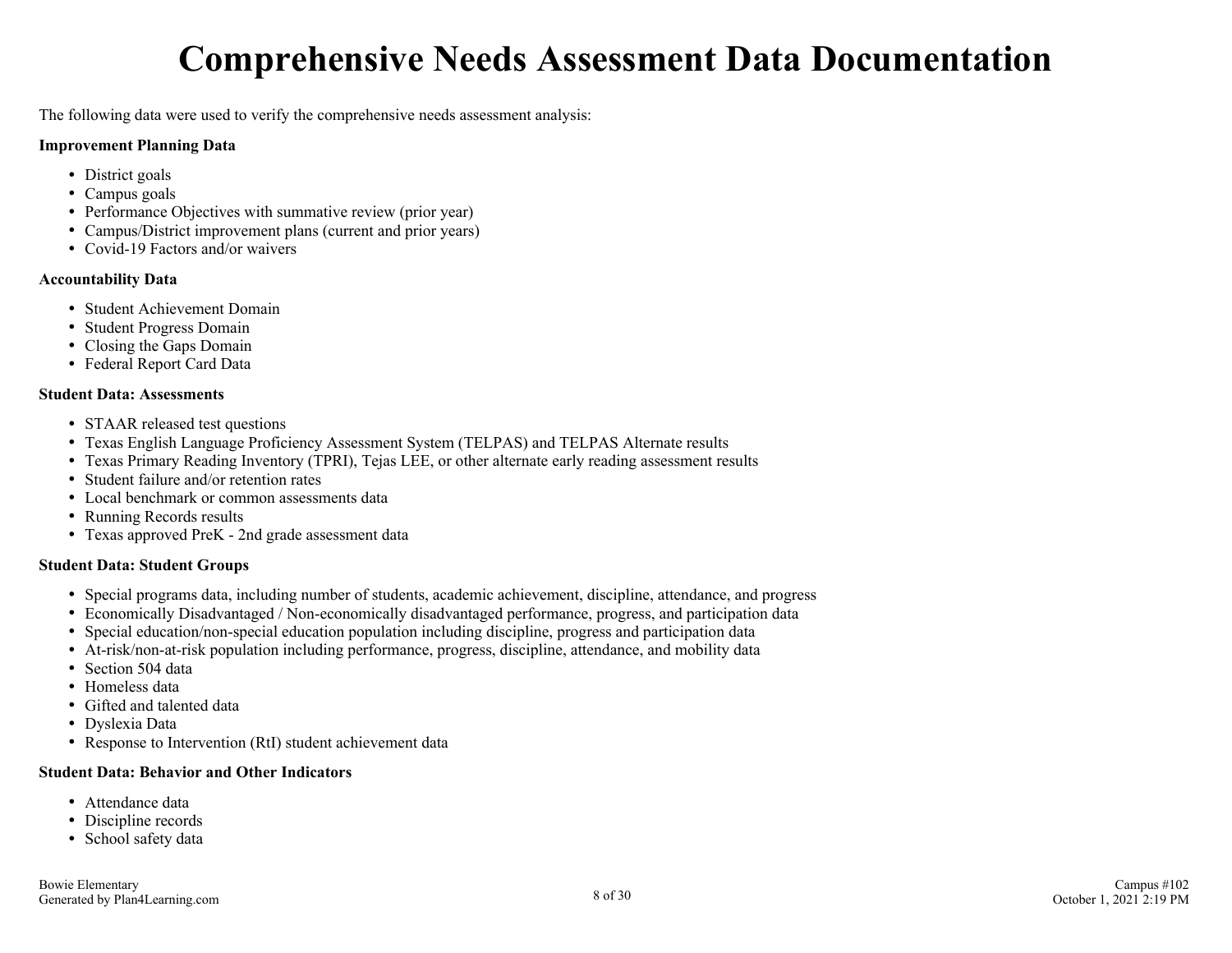# Comprehensive Needs Assessment Data Documentation

The following data were used to verify the comprehensive needs assessment analysis:

**Improvement Planning Data**

- District goals
- Campus goals
- Performance Objectives with summative review (prior year)
- Campus/District improvement plans (current and prior years)
- Covid-19 Factors and/or waivers

**Accountability Data**

- Student Achievement Domain
- Student Progress Domain
- Closing the Gaps Domain
- Federal Report Card Data

**Student Data: Assessments**

- STAAR released test questions
- Texas English Language Proficiency Assessment System (TELPAS) and TELPAS Alternate results
- Texas Primary Reading Inventory (TPRI), Tejas LEE, or other alternate early reading assessment results
- Student failure and/or retention rates
- Local benchmark or common assessments data
- Running Records results
- Texas approved PreK - 2nd grade assessment data

**Student Data: Student Groups**

- Special programs data, including number of students, academic achievement, discipline, attendance, and progress
- Economically Disadvantaged / Non-economically disadvantaged performance, progress, and participation data
- Special education/non-special education population including discipline, progress and participation data
- At-risk/non-at-risk population including performance, progress, discipline, attendance, and mobility data
- Section 504 data
- Homeless data
- Gifted and talented data
- Dyslexia Data
- Response to Intervention (RtI) student achievement data

**Student Data: Behavior and Other Indicators**

- Attendance data
- Discipline records
- School safety data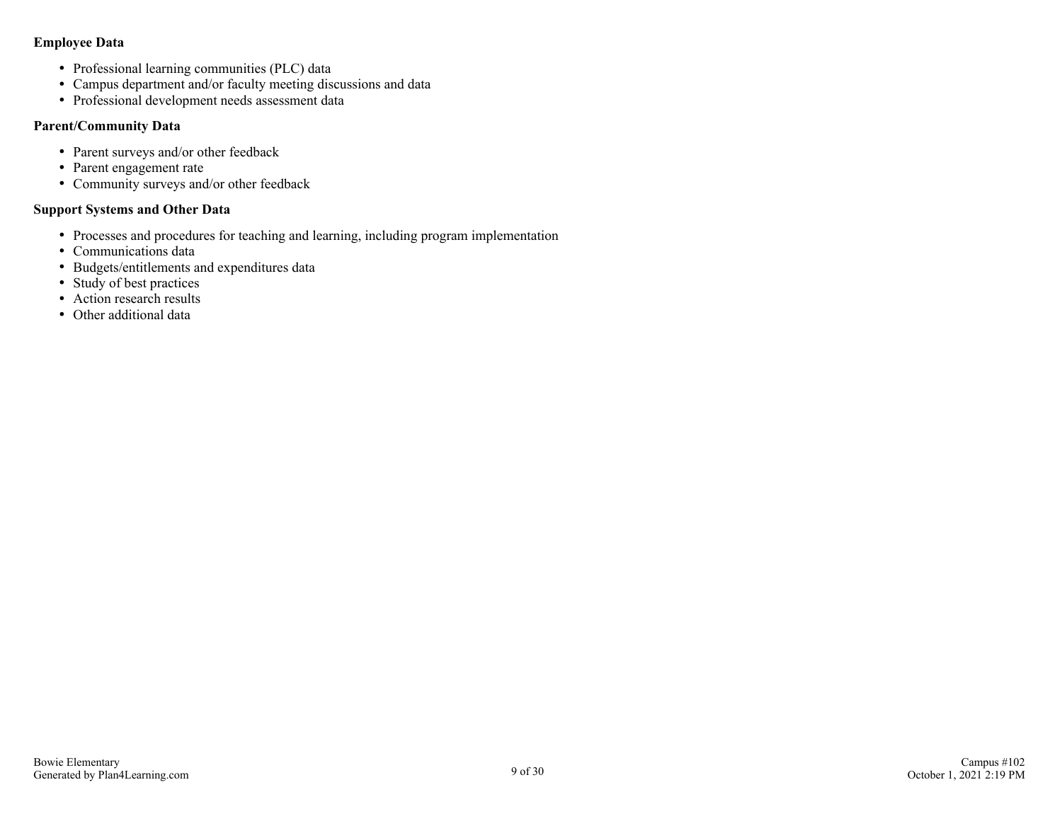**Employee Data**

- Professional learning communities (PLC) data
- Campus department and/or faculty meeting discussions and data
- Professional development needs assessment data

**Parent/Community Data**

- Parent surveys and/or other feedback
- Parent engagement rate
- Community surveys and/or other feedback

**Support Systems and Other Data**

- Processes and procedures for teaching and learning, including program implementation
- Communications data
- Budgets/entitlements and expenditures data
- Study of best practices
- Action research results
- Other additional data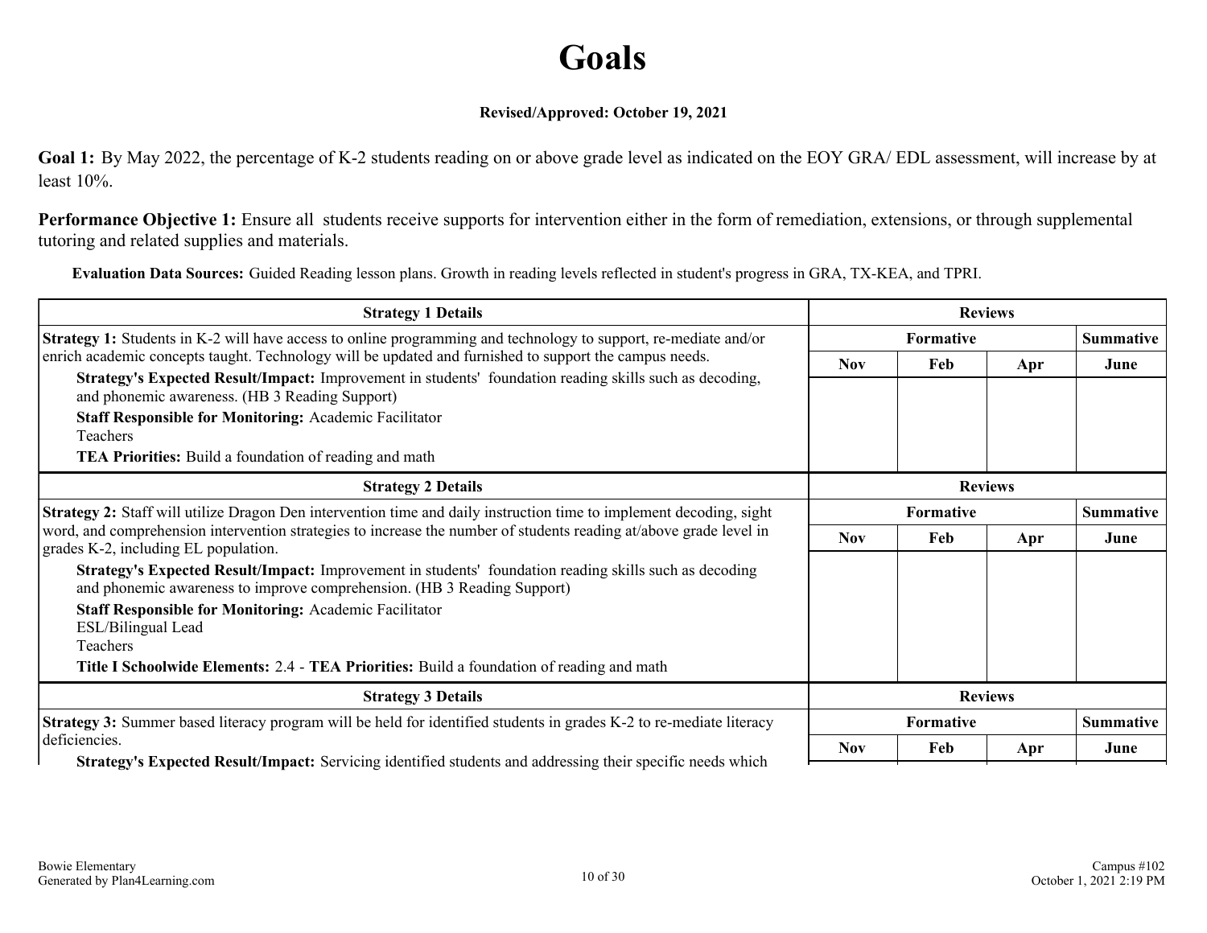# Goals

**Revised/Approved: October 19, 2021**

**Goal 1:** By May 2022, the percentage of K-2 students reading on or above grade level as indicated on the EOY GRA/ EDL assessment, will increase by at least 10%.

**Performance Objective 1:** Ensure all students receive supports for intervention either in the form of remediation, extensions, or through supplemental tutoring and related supplies and materials.

**Evaluation Data Sources:** Guided Reading lesson plans. Growth in reading levels reflected in student's progress in GRA, TX-KEA, and TPRI.

| Strategy 1 Details | Reviews | | | |
|---|---|---|---|---|
| | Formative | | | Summative |
| | Nov | Feb | Apr | June |
| **Strategy 1:** Students in K-2 will have access to online programming and technology to support, re-mediate and/or enrich academic concepts taught. Technology will be updated and furnished to support the campus needs.<br>**Strategy's Expected Result/Impact:** Improvement in students' foundation reading skills such as decoding, and phonemic awareness. (HB 3 Reading Support)<br>**Staff Responsible for Monitoring:** Academic Facilitator<br>Teachers<br>**TEA Priorities:** Build a foundation of reading and math | | | | |

| Strategy 2 Details | Reviews | | | |
|---|---|---|---|---|
| | Formative | | | Summative |
| | Nov | Feb | Apr | June |
| **Strategy 2:** Staff will utilize Dragon Den intervention time and daily instruction time to implement decoding, sight word, and comprehension intervention strategies to increase the number of students reading at/above grade level in grades K-2, including EL population.<br>**Strategy's Expected Result/Impact:** Improvement in students' foundation reading skills such as decoding and phonemic awareness to improve comprehension. (HB 3 Reading Support)<br>**Staff Responsible for Monitoring:** Academic Facilitator<br>ESL/Bilingual Lead<br>Teachers<br>**Title I Schoolwide Elements:** 2.4 - **TEA Priorities:** Build a foundation of reading and math | | | | |

| Strategy 3 Details | Reviews | | | |
|---|---|---|---|---|
| | Formative | | | Summative |
| | Nov | Feb | Apr | June |
| **Strategy 3:** Summer based literacy program will be held for identified students in grades K-2 to re-mediate literacy deficiencies.<br>**Strategy's Expected Result/Impact:** Servicing identified students and addressing their specific needs which | | | | |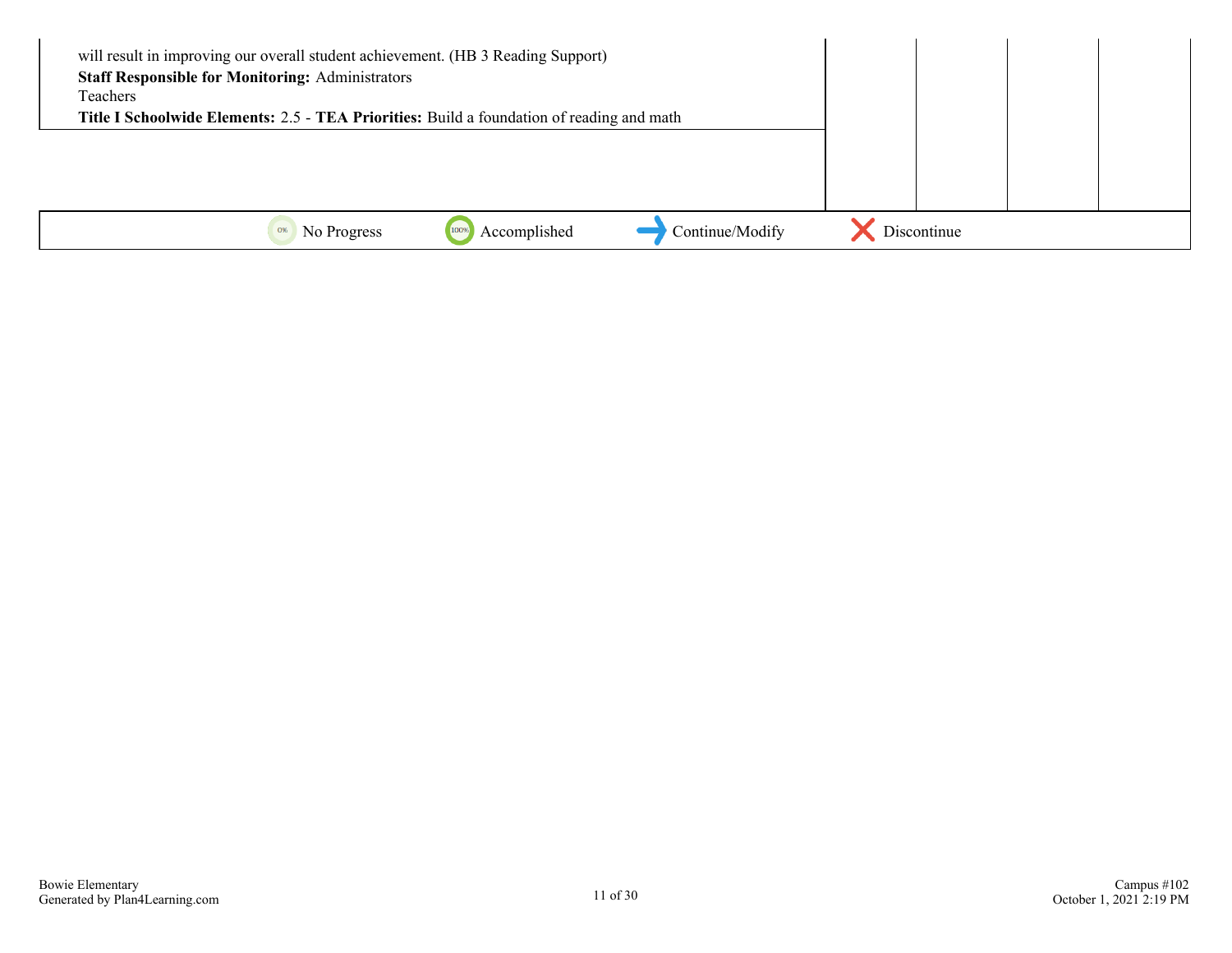| | | | | |
|---|---|---|---|---|
| will result in improving our overall student achievement. (HB 3 Reading Support)<br>**Staff Responsible for Monitoring:** Administrators<br>Teachers<br>**Title I Schoolwide Elements:** 2.5 - **TEA Priorities:** Build a foundation of reading and math | | | | |

0% No Progress    100% Accomplished    Continue/Modify    Discontinue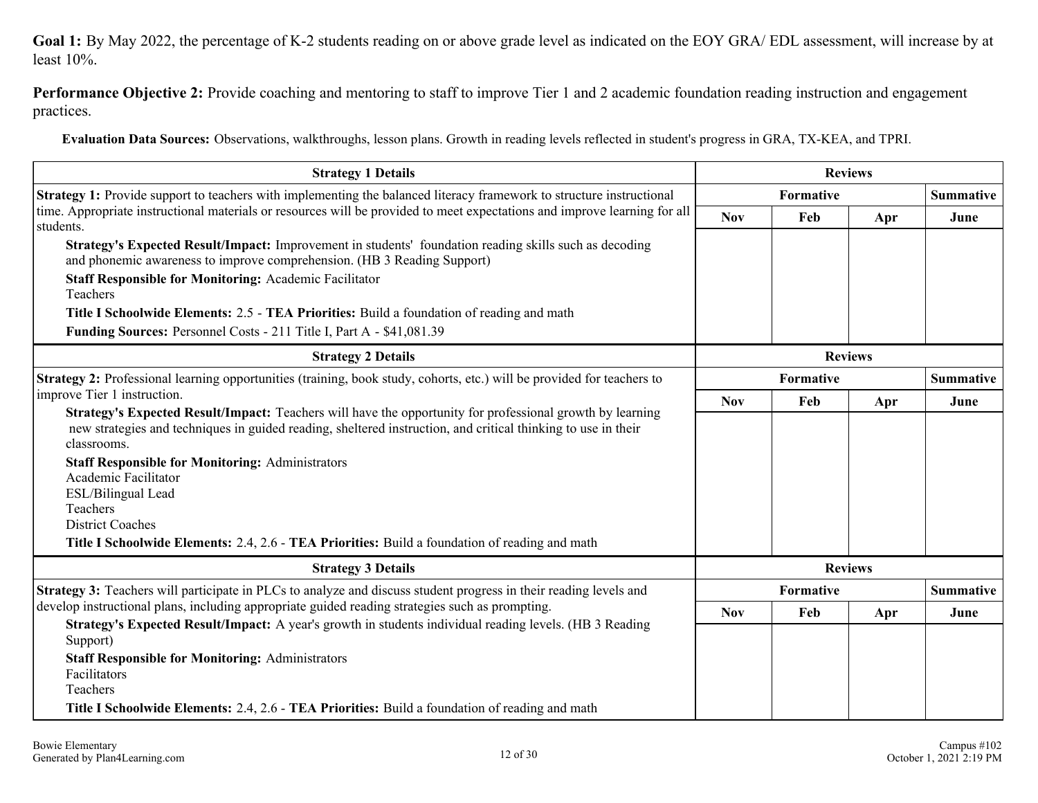**Goal 1:** By May 2022, the percentage of K-2 students reading on or above grade level as indicated on the EOY GRA/ EDL assessment, will increase by at least 10%.

**Performance Objective 2:** Provide coaching and mentoring to staff to improve Tier 1 and 2 academic foundation reading instruction and engagement practices.

**Evaluation Data Sources:** Observations, walkthroughs, lesson plans. Growth in reading levels reflected in student's progress in GRA, TX-KEA, and TPRI.

| Strategy 1 Details | Reviews | | | |
|---|---|---|---|---|
| | Formative | | | Summative |
| | Nov | Feb | Apr | June |
| **Strategy 1:** Provide support to teachers with implementing the balanced literacy framework to structure instructional time. Appropriate instructional materials or resources will be provided to meet expectations and improve learning for all students.<br>**Strategy's Expected Result/Impact:** Improvement in students' foundation reading skills such as decoding and phonemic awareness to improve comprehension. (HB 3 Reading Support)<br>**Staff Responsible for Monitoring:** Academic Facilitator<br>Teachers<br>**Title I Schoolwide Elements:** 2.5 - **TEA Priorities:** Build a foundation of reading and math<br>**Funding Sources:** Personnel Costs - 211 Title I, Part A - $41,081.39 | | | | |

| Strategy 2 Details | Reviews | | | |
|---|---|---|---|---|
| | Formative | | | Summative |
| | Nov | Feb | Apr | June |
| **Strategy 2:** Professional learning opportunities (training, book study, cohorts, etc.) will be provided for teachers to improve Tier 1 instruction.<br>**Strategy's Expected Result/Impact:** Teachers will have the opportunity for professional growth by learning new strategies and techniques in guided reading, sheltered instruction, and critical thinking to use in their classrooms.<br>**Staff Responsible for Monitoring:** Administrators<br>Academic Facilitator<br>ESL/Bilingual Lead<br>Teachers<br>District Coaches<br>**Title I Schoolwide Elements:** 2.4, 2.6 - **TEA Priorities:** Build a foundation of reading and math | | | | |

| Strategy 3 Details | Reviews | | | |
|---|---|---|---|---|
| | Formative | | | Summative |
| | Nov | Feb | Apr | June |
| **Strategy 3:** Teachers will participate in PLCs to analyze and discuss student progress in their reading levels and develop instructional plans, including appropriate guided reading strategies such as prompting.<br>**Strategy's Expected Result/Impact:** A year's growth in students individual reading levels. (HB 3 Reading Support)<br>**Staff Responsible for Monitoring:** Administrators<br>Facilitators<br>Teachers<br>**Title I Schoolwide Elements:** 2.4, 2.6 - **TEA Priorities:** Build a foundation of reading and math | | | | |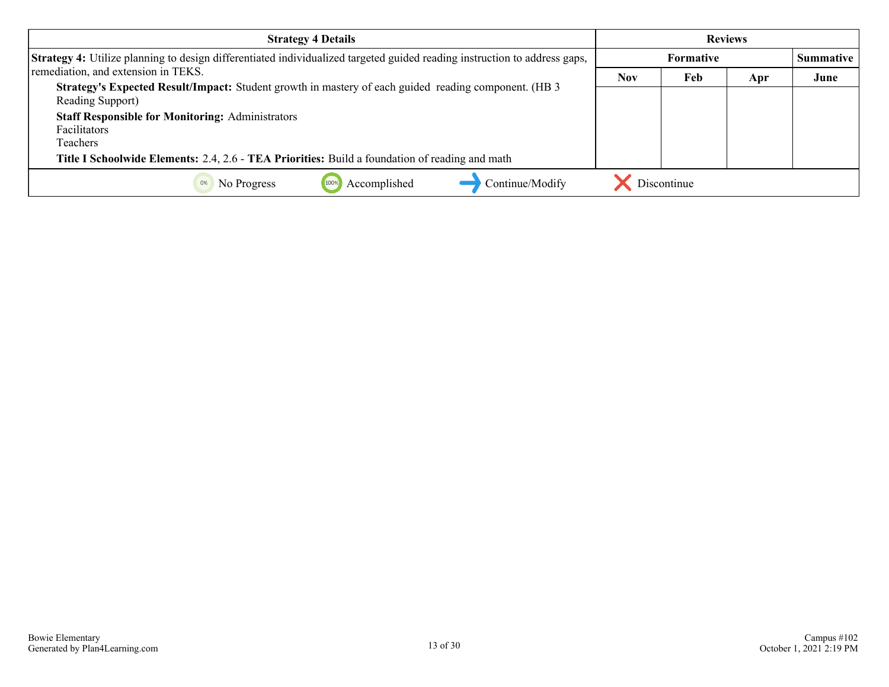| Strategy 4 Details | Reviews | | | |
|---|---|---|---|---|
| | Formative | | | Summative |
| | Nov | Feb | Apr | June |
| **Strategy 4:** Utilize planning to design differentiated individualized targeted guided reading instruction to address gaps, remediation, and extension in TEKS.<br>**Strategy's Expected Result/Impact:** Student growth in mastery of each guided reading component. (HB 3 Reading Support)<br>**Staff Responsible for Monitoring:** Administrators<br>Facilitators<br>Teachers<br>**Title I Schoolwide Elements:** 2.4, 2.6 - **TEA Priorities:** Build a foundation of reading and math | | | | |

0% No Progress | 100% Accomplished | Continue/Modify | Discontinue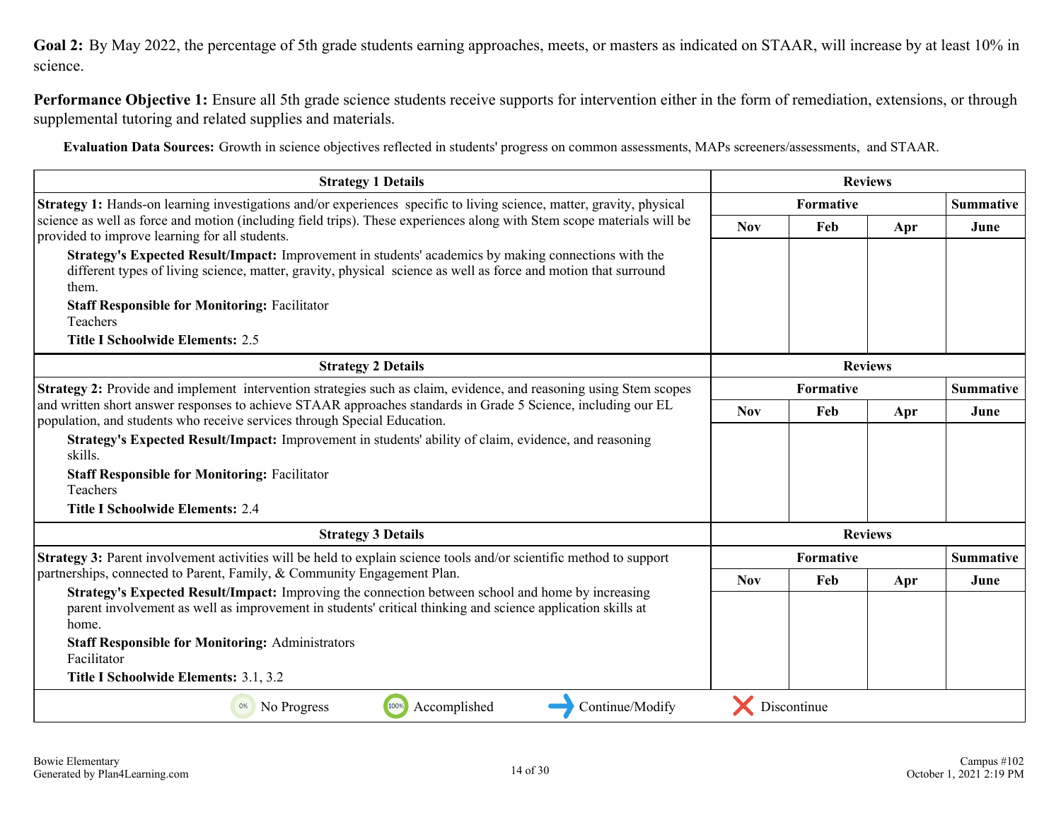**Goal 2:** By May 2022, the percentage of 5th grade students earning approaches, meets, or masters as indicated on STAAR, will increase by at least 10% in science.

**Performance Objective 1:** Ensure all 5th grade science students receive supports for intervention either in the form of remediation, extensions, or through supplemental tutoring and related supplies and materials.

**Evaluation Data Sources:** Growth in science objectives reflected in students' progress on common assessments, MAPs screeners/assessments, and STAAR.

| Strategy 1 Details | Reviews | | | |
|---|---|---|---|---|
| **Strategy 1:** Hands-on learning investigations and/or experiences specific to living science, matter, gravity, physical science as well as force and motion (including field trips). These experiences along with Stem scope materials will be provided to improve learning for all students.<br>**Strategy's Expected Result/Impact:** Improvement in students' academics by making connections with the different types of living science, matter, gravity, physical science as well as force and motion that surround them.<br>**Staff Responsible for Monitoring:** Facilitator<br>Teachers<br>**Title I Schoolwide Elements:** 2.5 | **Formative** | | | **Summative** |
| | Nov | Feb | Apr | June |
| | | | | |

| Strategy 2 Details | Reviews | | | |
|---|---|---|---|---|
| **Strategy 2:** Provide and implement intervention strategies such as claim, evidence, and reasoning using Stem scopes and written short answer responses to achieve STAAR approaches standards in Grade 5 Science, including our EL population, and students who receive services through Special Education.<br>**Strategy's Expected Result/Impact:** Improvement in students' ability of claim, evidence, and reasoning skills.<br>**Staff Responsible for Monitoring:** Facilitator<br>Teachers<br>**Title I Schoolwide Elements:** 2.4 | **Formative** | | | **Summative** |
| | Nov | Feb | Apr | June |
| | | | | |

| Strategy 3 Details | Reviews | | | |
|---|---|---|---|---|
| **Strategy 3:** Parent involvement activities will be held to explain science tools and/or scientific method to support partnerships, connected to Parent, Family, & Community Engagement Plan.<br>**Strategy's Expected Result/Impact:** Improving the connection between school and home by increasing parent involvement as well as improvement in students' critical thinking and science application skills at home.<br>**Staff Responsible for Monitoring:** Administrators<br>Facilitator<br>**Title I Schoolwide Elements:** 3.1, 3.2 | **Formative** | | | **Summative** |
| | Nov | Feb | Apr | June |
| | | | | |

0% No Progress | 100% Accomplished | Continue/Modify | Discontinue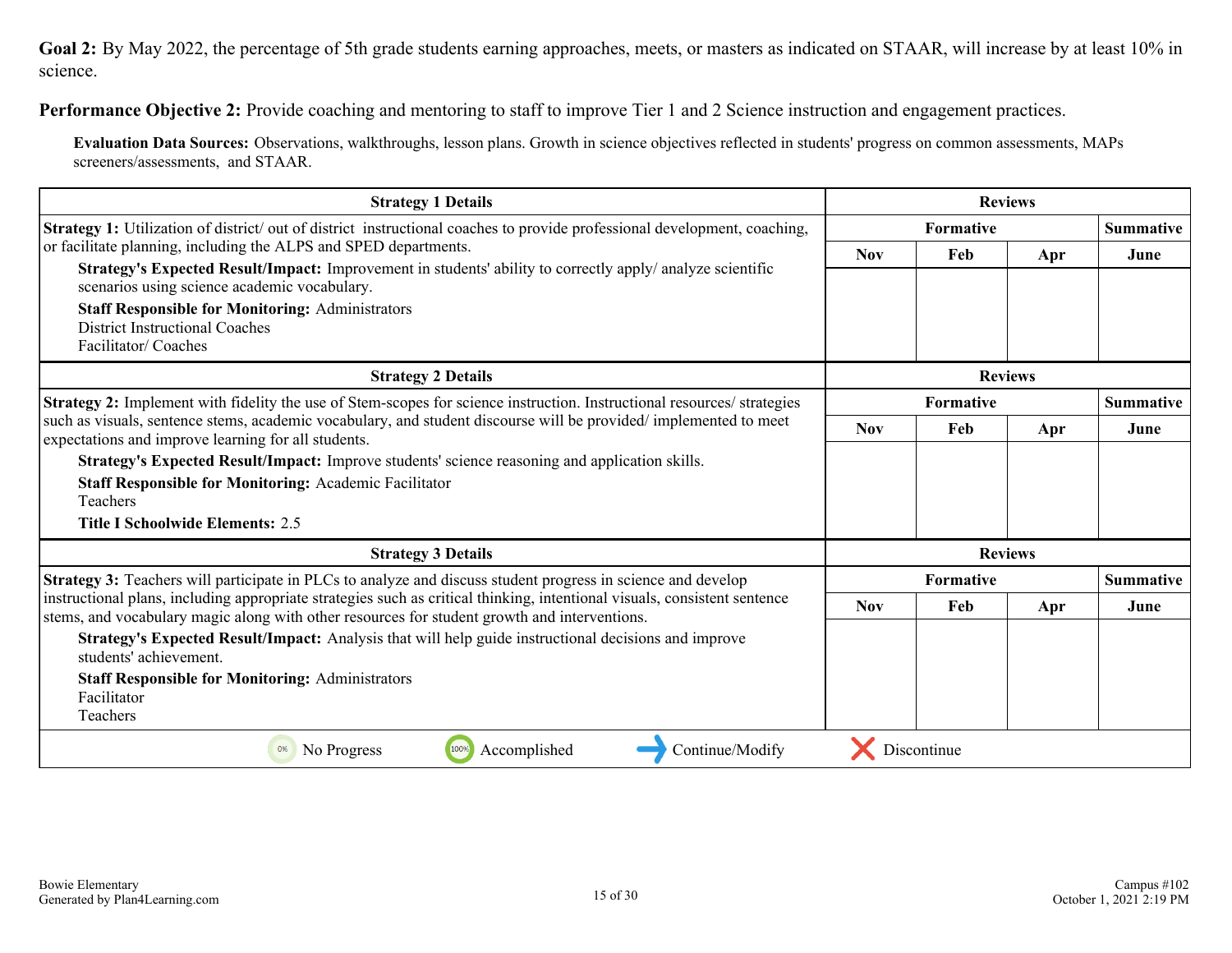**Goal 2:** By May 2022, the percentage of 5th grade students earning approaches, meets, or masters as indicated on STAAR, will increase by at least 10% in science.

**Performance Objective 2:** Provide coaching and mentoring to staff to improve Tier 1 and 2 Science instruction and engagement practices.

**Evaluation Data Sources:** Observations, walkthroughs, lesson plans. Growth in science objectives reflected in students' progress on common assessments, MAPs screeners/assessments, and STAAR.

| Strategy 1 Details | Reviews | | | |
|---|---|---|---|---|
| | Formative | | | Summative |
| | Nov | Feb | Apr | June |
| **Strategy 1:** Utilization of district/ out of district instructional coaches to provide professional development, coaching, or facilitate planning, including the ALPS and SPED departments.<br>**Strategy's Expected Result/Impact:** Improvement in students' ability to correctly apply/ analyze scientific scenarios using science academic vocabulary.<br>**Staff Responsible for Monitoring:** Administrators<br>District Instructional Coaches<br>Facilitator/ Coaches | | | | |

| Strategy 2 Details | Reviews | | | |
|---|---|---|---|---|
| | Formative | | | Summative |
| | Nov | Feb | Apr | June |
| **Strategy 2:** Implement with fidelity the use of Stem-scopes for science instruction. Instructional resources/ strategies such as visuals, sentence stems, academic vocabulary, and student discourse will be provided/ implemented to meet expectations and improve learning for all students.<br>**Strategy's Expected Result/Impact:** Improve students' science reasoning and application skills.<br>**Staff Responsible for Monitoring:** Academic Facilitator<br>Teachers<br>**Title I Schoolwide Elements:** 2.5 | | | | |

| Strategy 3 Details | Reviews | | | |
|---|---|---|---|---|
| | Formative | | | Summative |
| | Nov | Feb | Apr | June |
| **Strategy 3:** Teachers will participate in PLCs to analyze and discuss student progress in science and develop instructional plans, including appropriate strategies such as critical thinking, intentional visuals, consistent sentence stems, and vocabulary magic along with other resources for student growth and interventions.<br>**Strategy's Expected Result/Impact:** Analysis that will help guide instructional decisions and improve students' achievement.<br>**Staff Responsible for Monitoring:** Administrators<br>Facilitator<br>Teachers | | | | |

0% No Progress | 100% Accomplished | Continue/Modify | Discontinue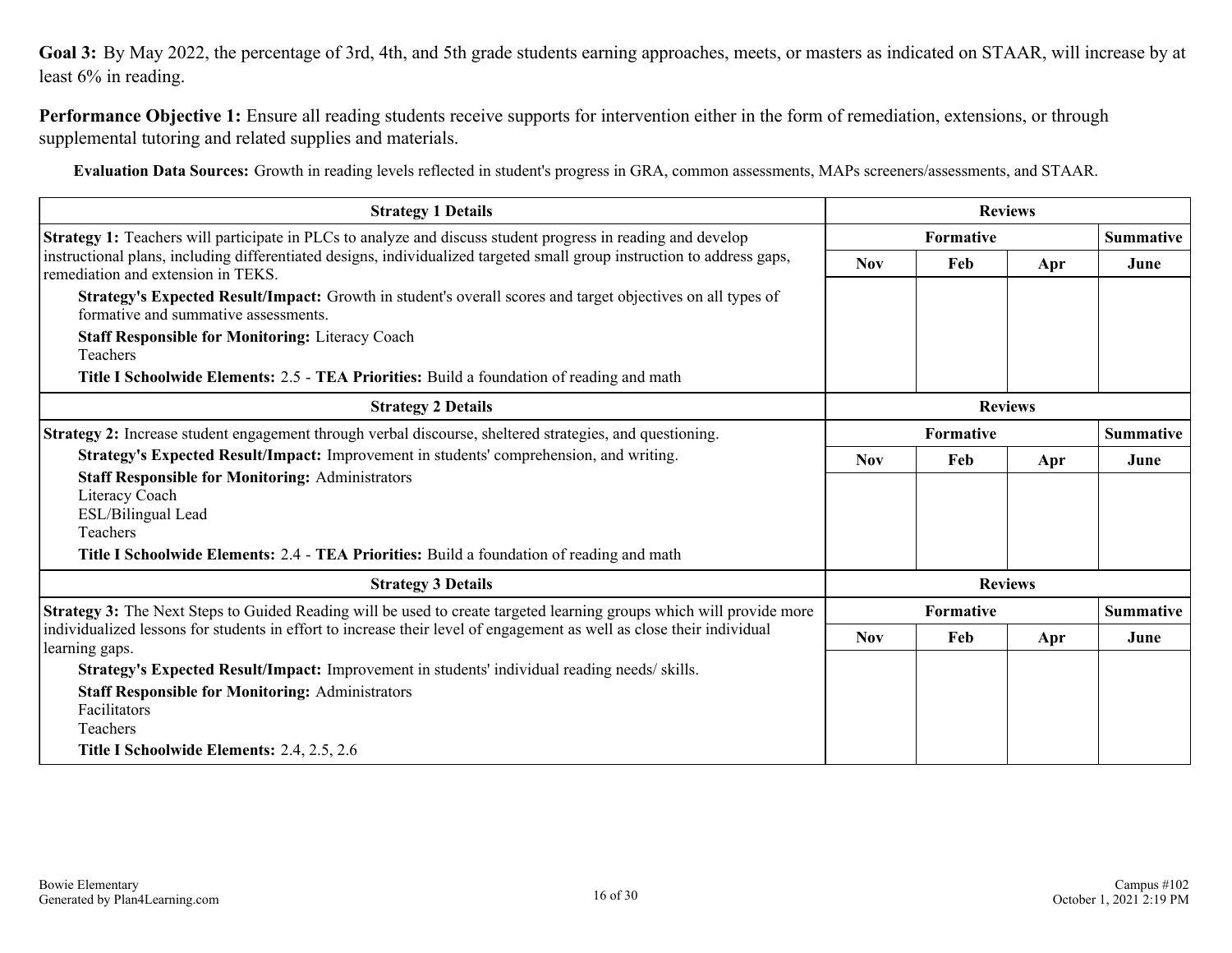**Goal 3:** By May 2022, the percentage of 3rd, 4th, and 5th grade students earning approaches, meets, or masters as indicated on STAAR, will increase by at least 6% in reading.

**Performance Objective 1:** Ensure all reading students receive supports for intervention either in the form of remediation, extensions, or through supplemental tutoring and related supplies and materials.

**Evaluation Data Sources:** Growth in reading levels reflected in student's progress in GRA, common assessments, MAPs screeners/assessments, and STAAR.

| Strategy 1 Details | Reviews | | | |
|---|---|---|---|---|
| | Formative | | | Summative |
| | Nov | Feb | Apr | June |
| **Strategy 1:** Teachers will participate in PLCs to analyze and discuss student progress in reading and develop instructional plans, including differentiated designs, individualized targeted small group instruction to address gaps, remediation and extension in TEKS.<br>**Strategy's Expected Result/Impact:** Growth in student's overall scores and target objectives on all types of formative and summative assessments.<br>**Staff Responsible for Monitoring:** Literacy Coach<br>Teachers<br>**Title I Schoolwide Elements:** 2.5 - **TEA Priorities:** Build a foundation of reading and math | | | | |

| Strategy 2 Details | Reviews | | | |
|---|---|---|---|---|
| | Formative | | | Summative |
| | Nov | Feb | Apr | June |
| **Strategy 2:** Increase student engagement through verbal discourse, sheltered strategies, and questioning.<br>**Strategy's Expected Result/Impact:** Improvement in students' comprehension, and writing.<br>**Staff Responsible for Monitoring:** Administrators<br>Literacy Coach<br>ESL/Bilingual Lead<br>Teachers<br>**Title I Schoolwide Elements:** 2.4 - **TEA Priorities:** Build a foundation of reading and math | | | | |

| Strategy 3 Details | Reviews | | | |
|---|---|---|---|---|
| | Formative | | | Summative |
| | Nov | Feb | Apr | June |
| **Strategy 3:** The Next Steps to Guided Reading will be used to create targeted learning groups which will provide more individualized lessons for students in effort to increase their level of engagement as well as close their individual learning gaps.<br>**Strategy's Expected Result/Impact:** Improvement in students' individual reading needs/ skills.<br>**Staff Responsible for Monitoring:** Administrators<br>Facilitators<br>Teachers<br>**Title I Schoolwide Elements:** 2.4, 2.5, 2.6 | | | | |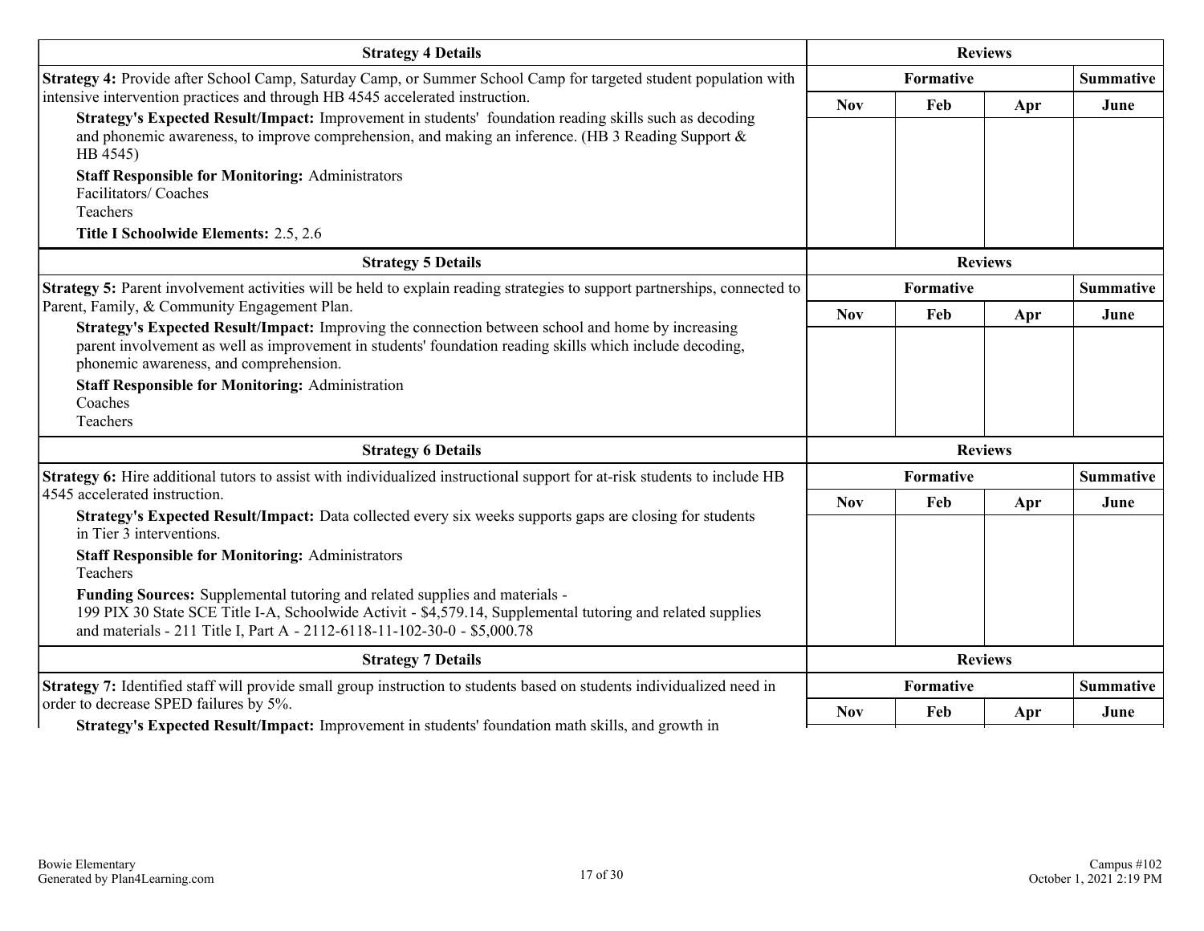| Strategy 4 Details | Reviews | | | |
|---|---|---|---|---|
| **Strategy 4:** Provide after School Camp, Saturday Camp, or Summer School Camp for targeted student population with intensive intervention practices and through HB 4545 accelerated instruction.<br>**Strategy's Expected Result/Impact:** Improvement in students'  foundation reading skills such as decoding and phonemic awareness, to improve comprehension, and making an inference. (HB 3 Reading Support & HB 4545)<br>**Staff Responsible for Monitoring:** Administrators<br>Facilitators/ Coaches<br>Teachers<br>**Title I Schoolwide Elements:** 2.5, 2.6 | Formative | | | Summative |
| | Nov | Feb | Apr | June |
| | | | | |

| Strategy 5 Details | Reviews | | | |
|---|---|---|---|---|
| **Strategy 5:** Parent involvement activities will be held to explain reading strategies to support partnerships, connected to Parent, Family, & Community Engagement Plan.<br>**Strategy's Expected Result/Impact:** Improving the connection between school and home by increasing parent involvement as well as improvement in students' foundation reading skills which include decoding, phonemic awareness, and comprehension.<br>**Staff Responsible for Monitoring:** Administration<br>Coaches<br>Teachers | Formative | | | Summative |
| | Nov | Feb | Apr | June |
| | | | | |

| Strategy 6 Details | Reviews | | | |
|---|---|---|---|---|
| **Strategy 6:** Hire additional tutors to assist with individualized instructional support for at-risk students to include HB 4545 accelerated instruction.<br>**Strategy's Expected Result/Impact:** Data collected every six weeks supports gaps are closing for students in Tier 3 interventions.<br>**Staff Responsible for Monitoring:** Administrators<br>Teachers<br>**Funding Sources:** Supplemental tutoring and related supplies and materials - 199 PIX 30 State SCE Title I-A, Schoolwide Activit - $4,579.14, Supplemental tutoring and related supplies and materials - 211 Title I, Part A - 2112-6118-11-102-30-0 - $5,000.78 | Formative | | | Summative |
| | Nov | Feb | Apr | June |
| | | | | |

| Strategy 7 Details | Reviews | | | |
|---|---|---|---|---|
| **Strategy 7:** Identified staff will provide small group instruction to students based on students individualized need in order to decrease SPED failures by 5%.<br>**Strategy's Expected Result/Impact:** Improvement in students' foundation math skills, and growth in | Formative | | | Summative |
| | Nov | Feb | Apr | June |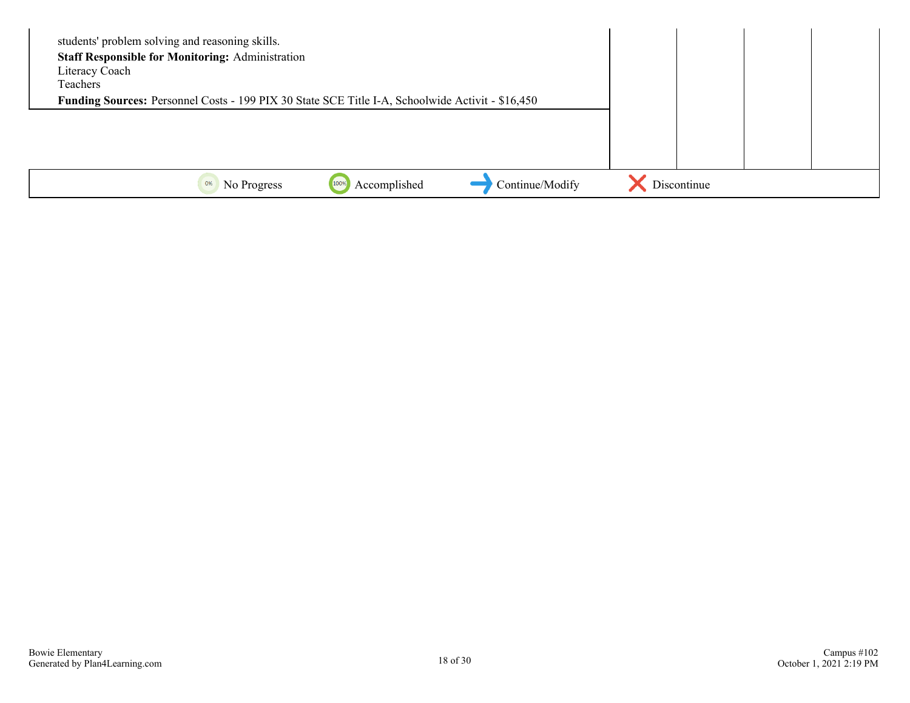students' problem solving and reasoning skills.

**Staff Responsible for Monitoring:** Administration
Literacy Coach
Teachers

**Funding Sources:** Personnel Costs - 199 PIX 30 State SCE Title I-A, Schoolwide Activit - $16,450

0% No Progress | 100% Accomplished | Continue/Modify | Discontinue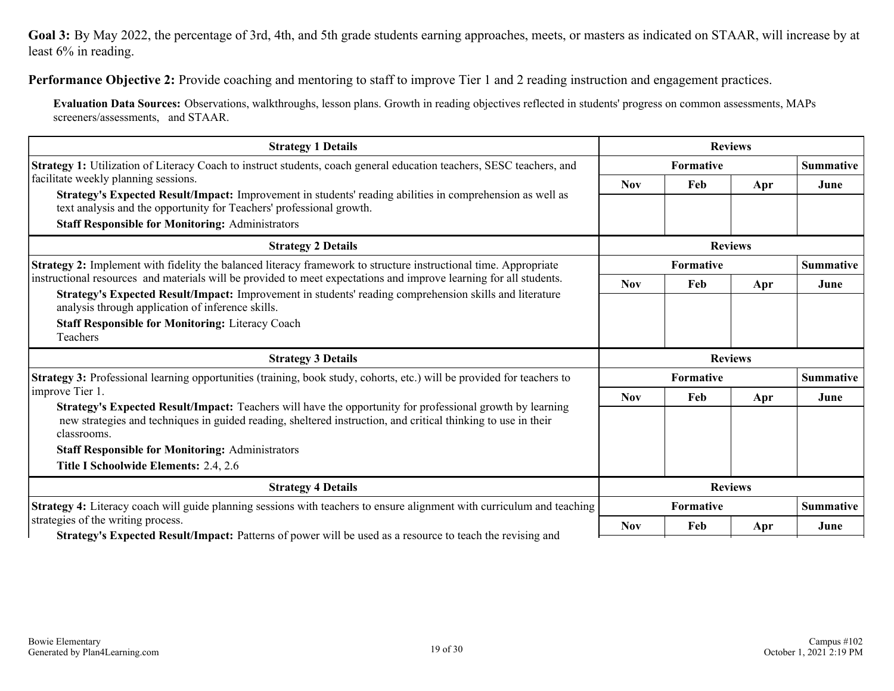**Goal 3:** By May 2022, the percentage of 3rd, 4th, and 5th grade students earning approaches, meets, or masters as indicated on STAAR, will increase by at least 6% in reading.

**Performance Objective 2:** Provide coaching and mentoring to staff to improve Tier 1 and 2 reading instruction and engagement practices.

**Evaluation Data Sources:** Observations, walkthroughs, lesson plans. Growth in reading objectives reflected in students' progress on common assessments, MAPs screeners/assessments, and STAAR.

| Strategy 1 Details | Reviews | | | |
|---|---|---|---|---|
| **Strategy 1:** Utilization of Literacy Coach to instruct students, coach general education teachers, SESC teachers, and facilitate weekly planning sessions.<br>**Strategy's Expected Result/Impact:** Improvement in students' reading abilities in comprehension as well as text analysis and the opportunity for Teachers' professional growth.<br>**Staff Responsible for Monitoring:** Administrators | Formative | | | Summative |
| | Nov | Feb | Apr | June |
| | | | | |

| Strategy 2 Details | Reviews | | | |
|---|---|---|---|---|
| **Strategy 2:** Implement with fidelity the balanced literacy framework to structure instructional time. Appropriate instructional resources and materials will be provided to meet expectations and improve learning for all students.<br>**Strategy's Expected Result/Impact:** Improvement in students' reading comprehension skills and literature analysis through application of inference skills.<br>**Staff Responsible for Monitoring:** Literacy Coach<br>Teachers | Formative | | | Summative |
| | Nov | Feb | Apr | June |
| | | | | |

| Strategy 3 Details | Reviews | | | |
|---|---|---|---|---|
| **Strategy 3:** Professional learning opportunities (training, book study, cohorts, etc.) will be provided for teachers to improve Tier 1.<br>**Strategy's Expected Result/Impact:** Teachers will have the opportunity for professional growth by learning new strategies and techniques in guided reading, sheltered instruction, and critical thinking to use in their classrooms.<br>**Staff Responsible for Monitoring:** Administrators<br>**Title I Schoolwide Elements:** 2.4, 2.6 | Formative | | | Summative |
| | Nov | Feb | Apr | June |
| | | | | |

| Strategy 4 Details | Reviews | | | |
|---|---|---|---|---|
| **Strategy 4:** Literacy coach will guide planning sessions with teachers to ensure alignment with curriculum and teaching strategies of the writing process.<br>**Strategy's Expected Result/Impact:** Patterns of power will be used as a resource to teach the revising and | Formative | | | Summative |
| | Nov | Feb | Apr | June |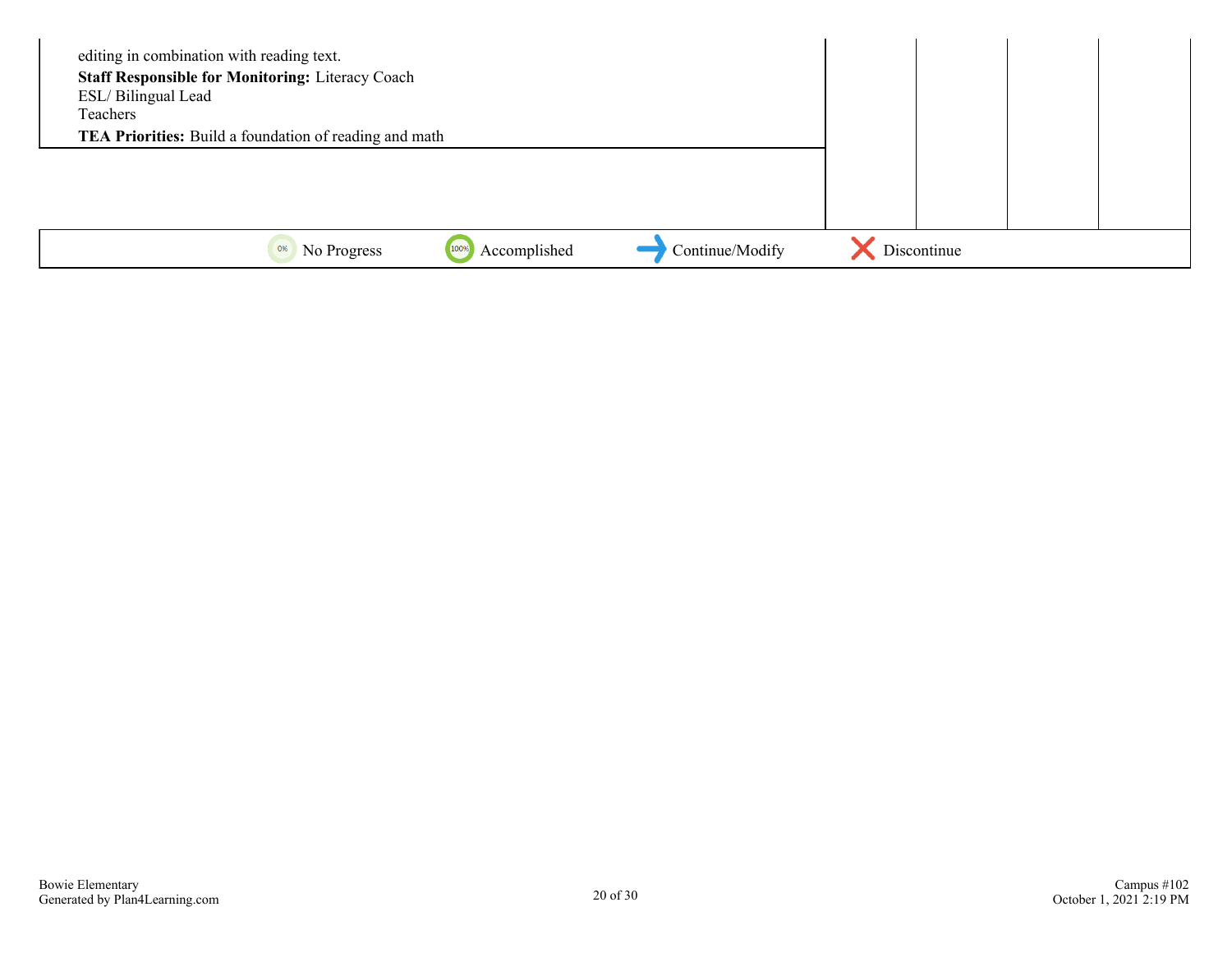editing in combination with reading text.

**Staff Responsible for Monitoring:** Literacy Coach
ESL/ Bilingual Lead
Teachers

**TEA Priorities:** Build a foundation of reading and math

0% No Progress | 100% Accomplished | Continue/Modify | Discontinue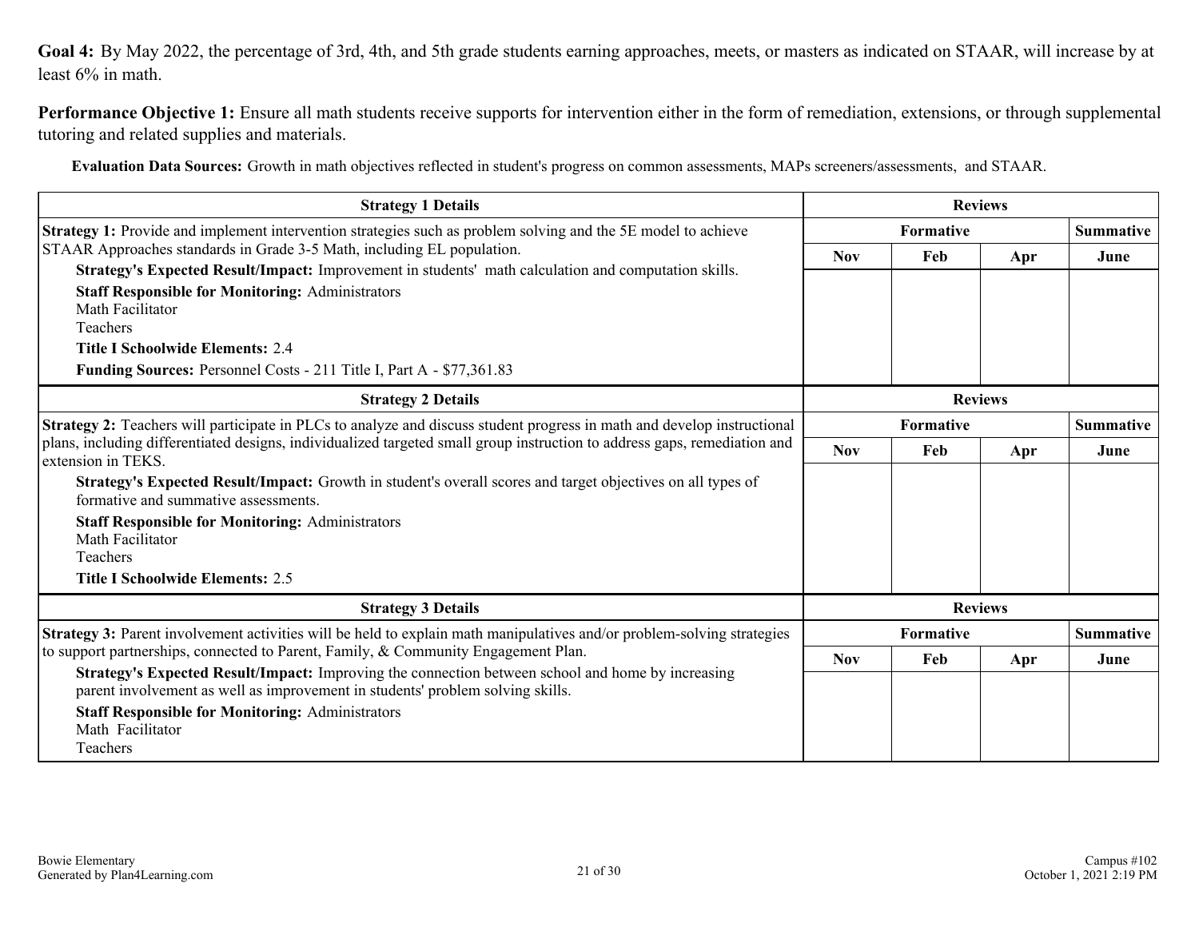**Goal 4:** By May 2022, the percentage of 3rd, 4th, and 5th grade students earning approaches, meets, or masters as indicated on STAAR, will increase by at least 6% in math.

**Performance Objective 1:** Ensure all math students receive supports for intervention either in the form of remediation, extensions, or through supplemental tutoring and related supplies and materials.

**Evaluation Data Sources:** Growth in math objectives reflected in student's progress on common assessments, MAPs screeners/assessments, and STAAR.

| Strategy 1 Details | Reviews | | | |
|---|---|---|---|---|
| **Strategy 1:** Provide and implement intervention strategies such as problem solving and the 5E model to achieve STAAR Approaches standards in Grade 3-5 Math, including EL population.<br>**Strategy's Expected Result/Impact:** Improvement in students' math calculation and computation skills.<br>**Staff Responsible for Monitoring:** Administrators<br>Math Facilitator<br>Teachers<br>**Title I Schoolwide Elements:** 2.4<br>**Funding Sources:** Personnel Costs - 211 Title I, Part A - $77,361.83 | **Formative** | | | **Summative** |
| | **Nov** | **Feb** | **Apr** | **June** |
| | | | | |

| Strategy 2 Details | Reviews | | | |
|---|---|---|---|---|
| **Strategy 2:** Teachers will participate in PLCs to analyze and discuss student progress in math and develop instructional plans, including differentiated designs, individualized targeted small group instruction to address gaps, remediation and extension in TEKS.<br>**Strategy's Expected Result/Impact:** Growth in student's overall scores and target objectives on all types of formative and summative assessments.<br>**Staff Responsible for Monitoring:** Administrators<br>Math Facilitator<br>Teachers<br>**Title I Schoolwide Elements:** 2.5 | **Formative** | | | **Summative** |
| | **Nov** | **Feb** | **Apr** | **June** |
| | | | | |

| Strategy 3 Details | Reviews | | | |
|---|---|---|---|---|
| **Strategy 3:** Parent involvement activities will be held to explain math manipulatives and/or problem-solving strategies to support partnerships, connected to Parent, Family, & Community Engagement Plan.<br>**Strategy's Expected Result/Impact:** Improving the connection between school and home by increasing parent involvement as well as improvement in students' problem solving skills.<br>**Staff Responsible for Monitoring:** Administrators<br>Math Facilitator<br>Teachers | **Formative** | | | **Summative** |
| | **Nov** | **Feb** | **Apr** | **June** |
| | | | | |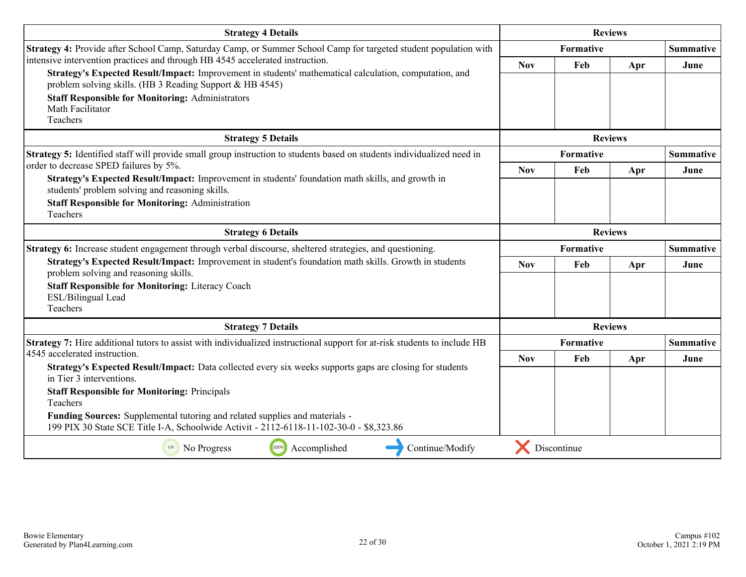| Strategy 4 Details | Reviews | | | |
|---|---|---|---|---|
| **Strategy 4:** Provide after School Camp, Saturday Camp, or Summer School Camp for targeted student population with intensive intervention practices and through HB 4545 accelerated instruction.<br>**Strategy's Expected Result/Impact:** Improvement in students' mathematical calculation, computation, and problem solving skills. (HB 3 Reading Support & HB 4545)<br>**Staff Responsible for Monitoring:** Administrators<br>Math Facilitator<br>Teachers | Formative | | | Summative |
| | Nov | Feb | Apr | June |
| | | | | |

| Strategy 5 Details | Reviews | | | |
|---|---|---|---|---|
| **Strategy 5:** Identified staff will provide small group instruction to students based on students individualized need in order to decrease SPED failures by 5%.<br>**Strategy's Expected Result/Impact:** Improvement in students' foundation math skills, and growth in students' problem solving and reasoning skills.<br>**Staff Responsible for Monitoring:** Administration<br>Teachers | Formative | | | Summative |
| | Nov | Feb | Apr | June |
| | | | | |

| Strategy 6 Details | Reviews | | | |
|---|---|---|---|---|
| **Strategy 6:** Increase student engagement through verbal discourse, sheltered strategies, and questioning.<br>**Strategy's Expected Result/Impact:** Improvement in student's foundation math skills. Growth in students problem solving and reasoning skills.<br>**Staff Responsible for Monitoring:** Literacy Coach<br>ESL/Bilingual Lead<br>Teachers | Formative | | | Summative |
| | Nov | Feb | Apr | June |
| | | | | |

| Strategy 7 Details | Reviews | | | |
|---|---|---|---|---|
| **Strategy 7:** Hire additional tutors to assist with individualized instructional support for at-risk students to include HB 4545 accelerated instruction.<br>**Strategy's Expected Result/Impact:** Data collected every six weeks supports gaps are closing for students in Tier 3 interventions.<br>**Staff Responsible for Monitoring:** Principals<br>Teachers<br>**Funding Sources:** Supplemental tutoring and related supplies and materials - 199 PIX 30 State SCE Title I-A, Schoolwide Activit - 2112-6118-11-102-30-0 - $8,323.86 | Formative | | | Summative |
| | Nov | Feb | Apr | June |
| | | | | |

No Progress | Accomplished | Continue/Modify | Discontinue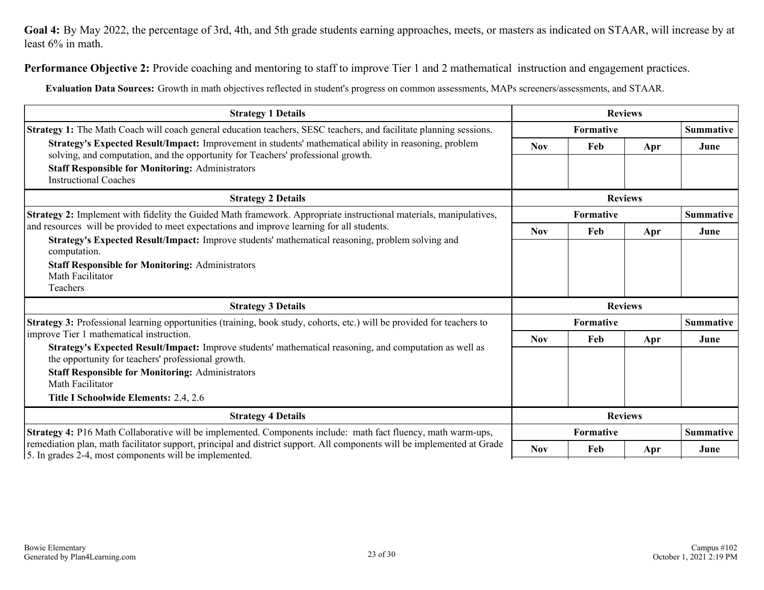**Goal 4:** By May 2022, the percentage of 3rd, 4th, and 5th grade students earning approaches, meets, or masters as indicated on STAAR, will increase by at least 6% in math.

**Performance Objective 2:** Provide coaching and mentoring to staff to improve Tier 1 and 2 mathematical instruction and engagement practices.

**Evaluation Data Sources:** Growth in math objectives reflected in student's progress on common assessments, MAPs screeners/assessments, and STAAR.

| Strategy 1 Details | Reviews | | | |
|---|---|---|---|---|
| **Strategy 1:** The Math Coach will coach general education teachers, SESC teachers, and facilitate planning sessions.<br>**Strategy's Expected Result/Impact:** Improvement in students' mathematical ability in reasoning, problem solving, and computation, and the opportunity for Teachers' professional growth.<br>**Staff Responsible for Monitoring:** Administrators<br>Instructional Coaches | Formative | | | Summative |
| | Nov | Feb | Apr | June |
| | | | | |

| Strategy 2 Details | Reviews | | | |
|---|---|---|---|---|
| **Strategy 2:** Implement with fidelity the Guided Math framework. Appropriate instructional materials, manipulatives, and resources will be provided to meet expectations and improve learning for all students.<br>**Strategy's Expected Result/Impact:** Improve students' mathematical reasoning, problem solving and computation.<br>**Staff Responsible for Monitoring:** Administrators<br>Math Facilitator<br>Teachers | Formative | | | Summative |
| | Nov | Feb | Apr | June |
| | | | | |

| Strategy 3 Details | Reviews | | | |
|---|---|---|---|---|
| **Strategy 3:** Professional learning opportunities (training, book study, cohorts, etc.) will be provided for teachers to improve Tier 1 mathematical instruction.<br>**Strategy's Expected Result/Impact:** Improve students' mathematical reasoning, and computation as well as the opportunity for teachers' professional growth.<br>**Staff Responsible for Monitoring:** Administrators<br>Math Facilitator<br>**Title I Schoolwide Elements:** 2.4, 2.6 | Formative | | | Summative |
| | Nov | Feb | Apr | June |
| | | | | |

| Strategy 4 Details | Reviews | | | |
|---|---|---|---|---|
| **Strategy 4:** P16 Math Collaborative will be implemented. Components include: math fact fluency, math warm-ups, remediation plan, math facilitator support, principal and district support. All components will be implemented at Grade 5. In grades 2-4, most components will be implemented. | Formative | | | Summative |
| | Nov | Feb | Apr | June |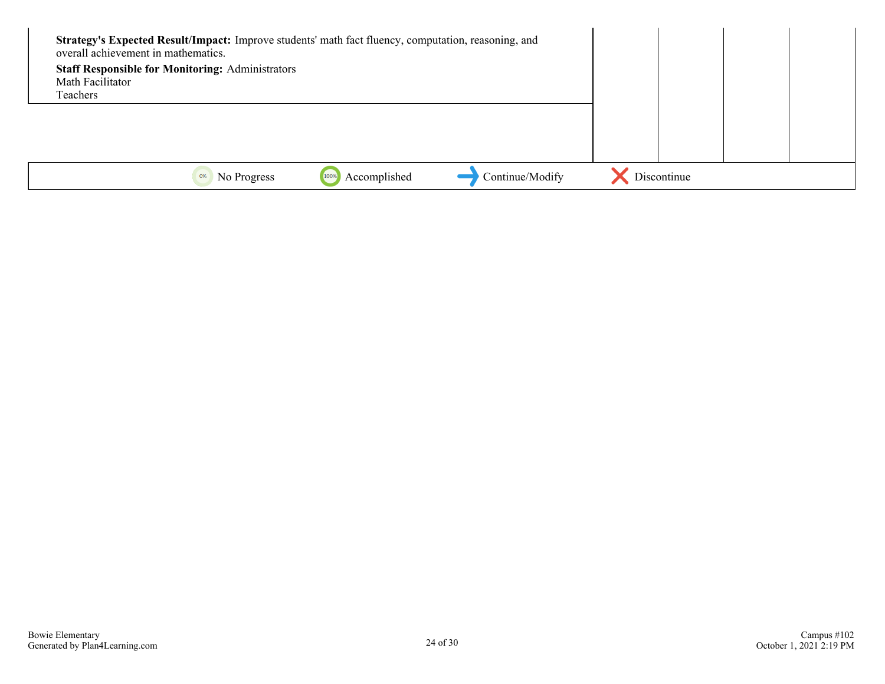| Strategy | | | | |
|---|---|---|---|---|
| **Strategy's Expected Result/Impact:** Improve students' math fact fluency, computation, reasoning, and overall achievement in mathematics.<br>**Staff Responsible for Monitoring:** Administrators<br>Math Facilitator<br>Teachers | | | | |

0% No Progress | 100% Accomplished | Continue/Modify | Discontinue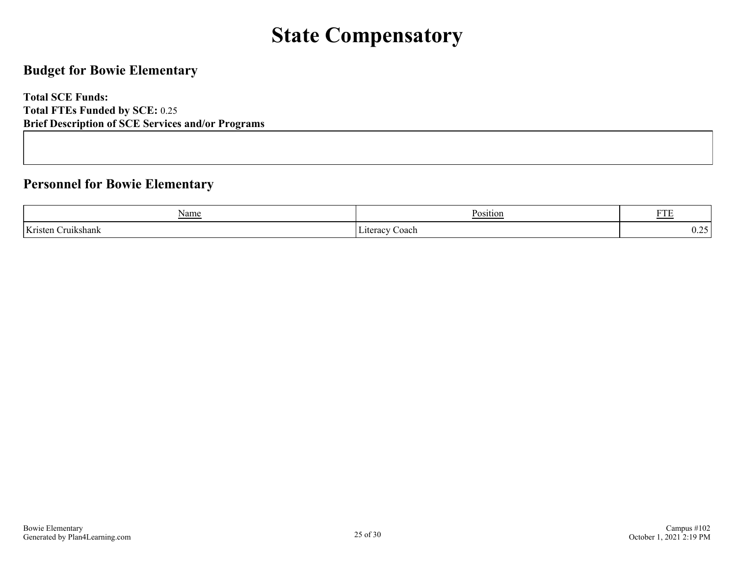# State Compensatory

## Budget for Bowie Elementary

**Total SCE Funds:**
**Total FTEs Funded by SCE:** 0.25
**Brief Description of SCE Services and/or Programs**

## Personnel for Bowie Elementary

| Name | Position | FTE |
| --- | --- | --- |
| Kristen Cruikshank | Literacy Coach | 0.25 |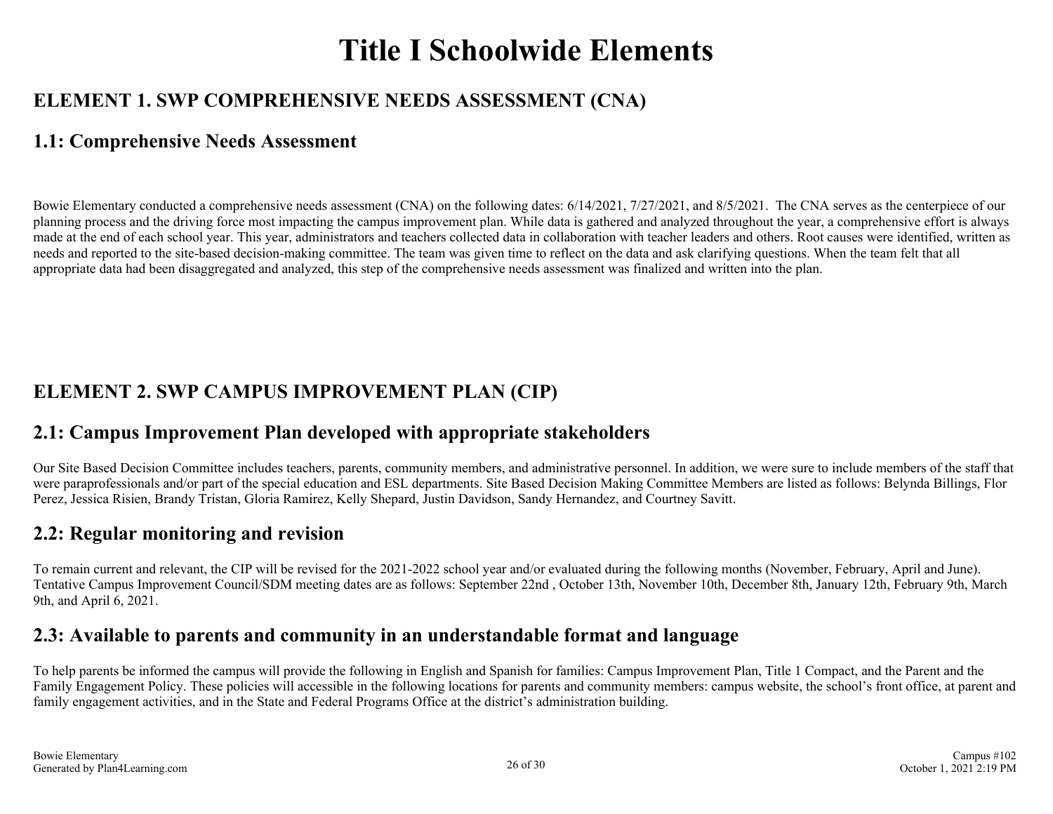# Title I Schoolwide Elements

## ELEMENT 1. SWP COMPREHENSIVE NEEDS ASSESSMENT (CNA)

### 1.1: Comprehensive Needs Assessment

Bowie Elementary conducted a comprehensive needs assessment (CNA) on the following dates: 6/14/2021, 7/27/2021, and 8/5/2021. The CNA serves as the centerpiece of our planning process and the driving force most impacting the campus improvement plan. While data is gathered and analyzed throughout the year, a comprehensive effort is always made at the end of each school year. This year, administrators and teachers collected data in collaboration with teacher leaders and others. Root causes were identified, written as needs and reported to the site-based decision-making committee. The team was given time to reflect on the data and ask clarifying questions. When the team felt that all appropriate data had been disaggregated and analyzed, this step of the comprehensive needs assessment was finalized and written into the plan.

## ELEMENT 2. SWP CAMPUS IMPROVEMENT PLAN (CIP)

### 2.1: Campus Improvement Plan developed with appropriate stakeholders

Our Site Based Decision Committee includes teachers, parents, community members, and administrative personnel. In addition, we were sure to include members of the staff that were paraprofessionals and/or part of the special education and ESL departments. Site Based Decision Making Committee Members are listed as follows: Belynda Billings, Flor Perez, Jessica Risien, Brandy Tristan, Gloria Ramirez, Kelly Shepard, Justin Davidson, Sandy Hernandez, and Courtney Savitt.

### 2.2: Regular monitoring and revision

To remain current and relevant, the CIP will be revised for the 2021-2022 school year and/or evaluated during the following months (November, February, April and June). Tentative Campus Improvement Council/SDM meeting dates are as follows: September 22nd , October 13th, November 10th, December 8th, January 12th, February 9th, March 9th, and April 6, 2021.

### 2.3: Available to parents and community in an understandable format and language

To help parents be informed the campus will provide the following in English and Spanish for families: Campus Improvement Plan, Title 1 Compact, and the Parent and the Family Engagement Policy. These policies will accessible in the following locations for parents and community members: campus website, the school's front office, at parent and family engagement activities, and in the State and Federal Programs Office at the district's administration building.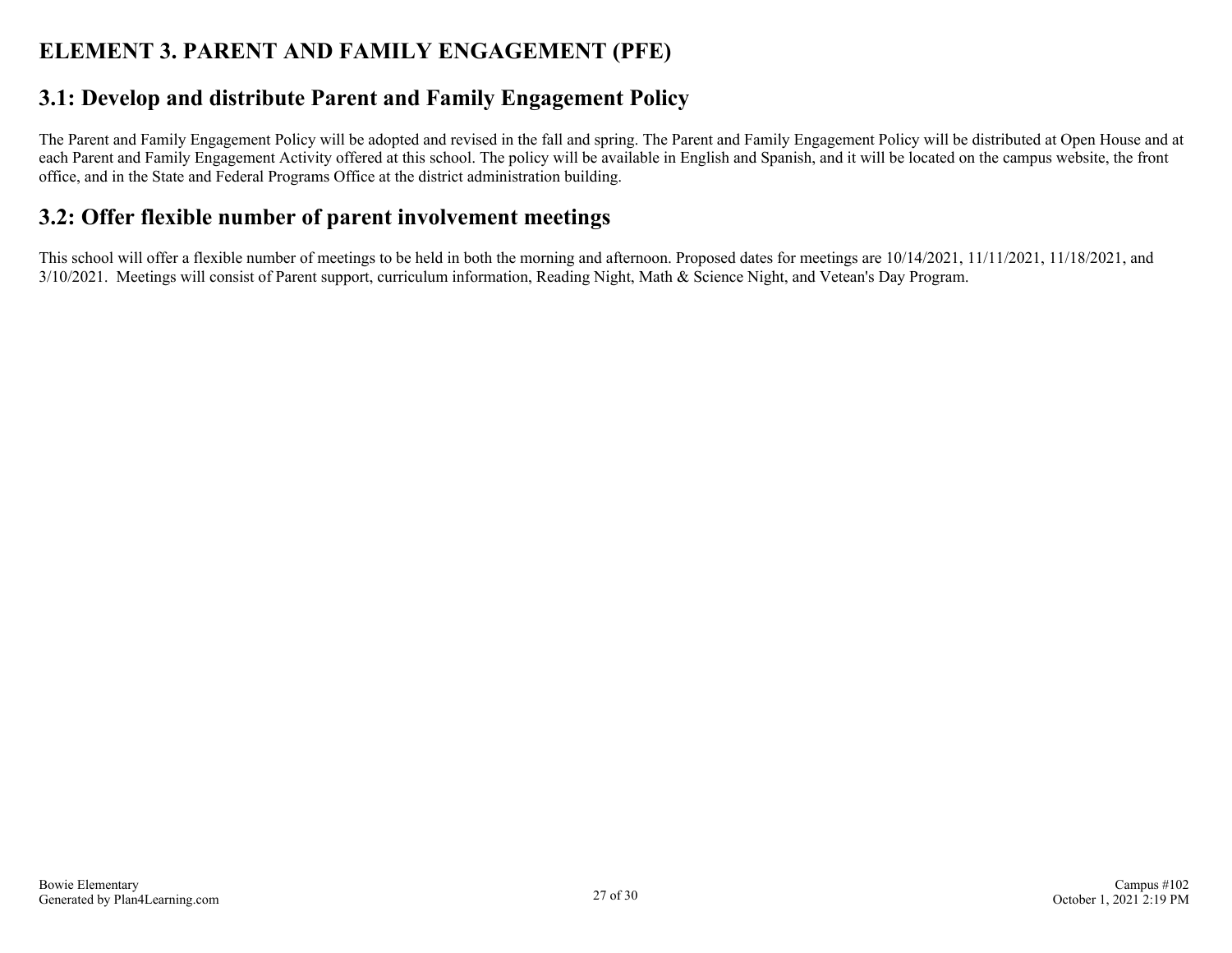# ELEMENT 3. PARENT AND FAMILY ENGAGEMENT (PFE)

## 3.1: Develop and distribute Parent and Family Engagement Policy

The Parent and Family Engagement Policy will be adopted and revised in the fall and spring. The Parent and Family Engagement Policy will be distributed at Open House and at each Parent and Family Engagement Activity offered at this school. The policy will be available in English and Spanish, and it will be located on the campus website, the front office, and in the State and Federal Programs Office at the district administration building.

## 3.2: Offer flexible number of parent involvement meetings

This school will offer a flexible number of meetings to be held in both the morning and afternoon. Proposed dates for meetings are 10/14/2021, 11/11/2021, 11/18/2021, and 3/10/2021. Meetings will consist of Parent support, curriculum information, Reading Night, Math & Science Night, and Vetean's Day Program.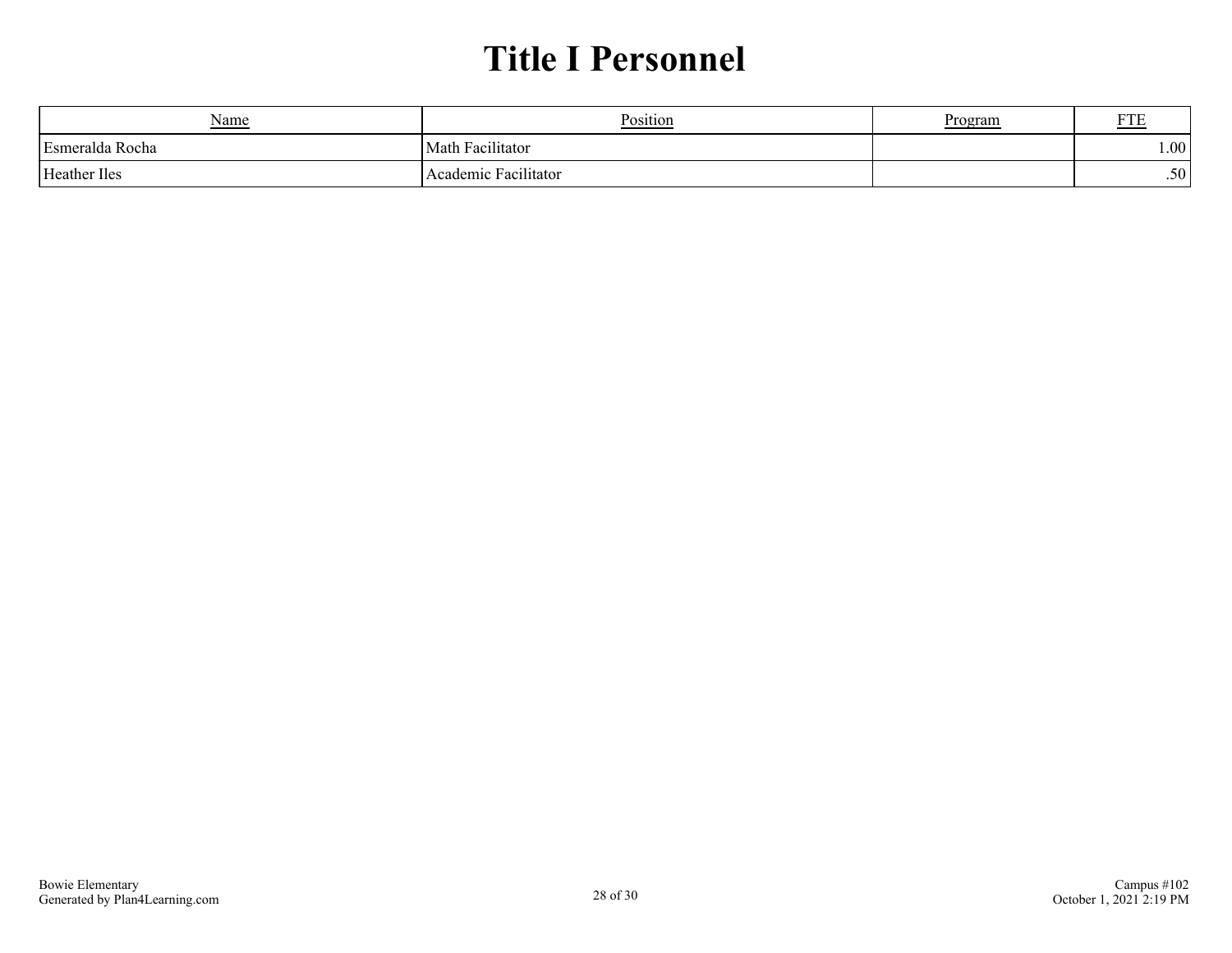# Title I Personnel

| Name | Position | Program | FTE |
|---|---|---|---|
| Esmeralda Rocha | Math Facilitator | | 1.00 |
| Heather Iles | Academic Facilitator | | .50 |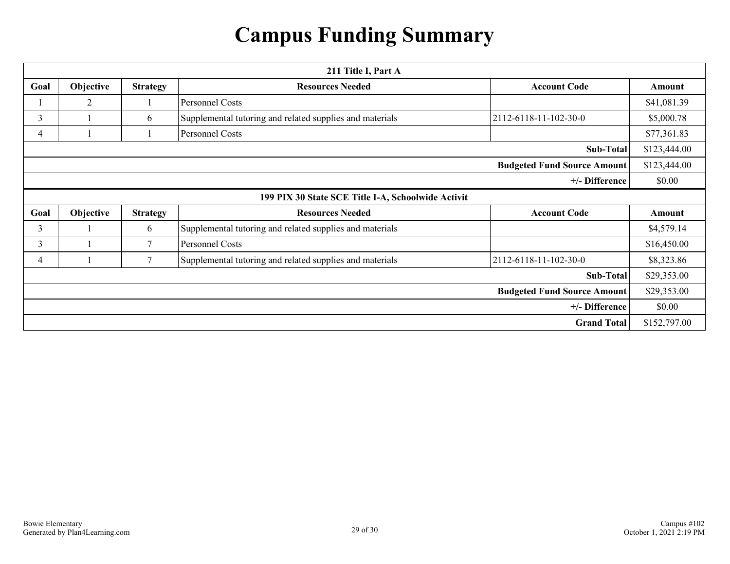# Campus Funding Summary

| 211 Title I, Part A | | | | | |
|---|---|---|---|---|---|
| **Goal** | **Objective** | **Strategy** | **Resources Needed** | **Account Code** | **Amount** |
| 1 | 2 | 1 | Personnel Costs | | $41,081.39 |
| 3 | 1 | 6 | Supplemental tutoring and related supplies and materials | 2112-6118-11-102-30-0 | $5,000.78 |
| 4 | 1 | 1 | Personnel Costs | | $77,361.83 |
| | | | | **Sub-Total** | $123,444.00 |
| | | | | **Budgeted Fund Source Amount** | $123,444.00 |
| | | | | **+/- Difference** | $0.00 |

| 199 PIX 30 State SCE Title I-A, Schoolwide Activit | | | | | |
|---|---|---|---|---|---|
| **Goal** | **Objective** | **Strategy** | **Resources Needed** | **Account Code** | **Amount** |
| 3 | 1 | 6 | Supplemental tutoring and related supplies and materials | | $4,579.14 |
| 3 | 1 | 7 | Personnel Costs | | $16,450.00 |
| 4 | 1 | 7 | Supplemental tutoring and related supplies and materials | 2112-6118-11-102-30-0 | $8,323.86 |
| | | | | **Sub-Total** | $29,353.00 |
| | | | | **Budgeted Fund Source Amount** | $29,353.00 |
| | | | | **+/- Difference** | $0.00 |
| | | | | **Grand Total** | $152,797.00 |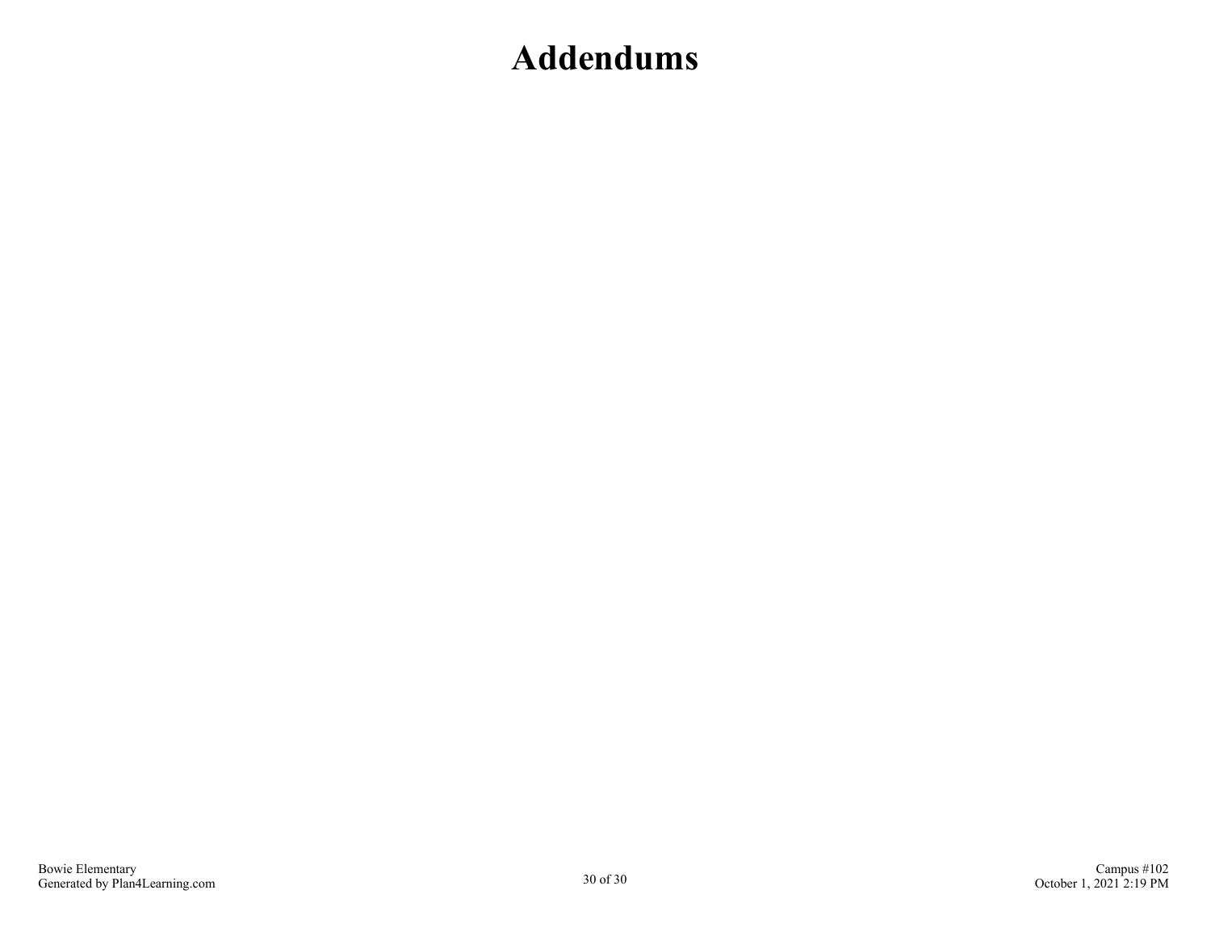# Addendums